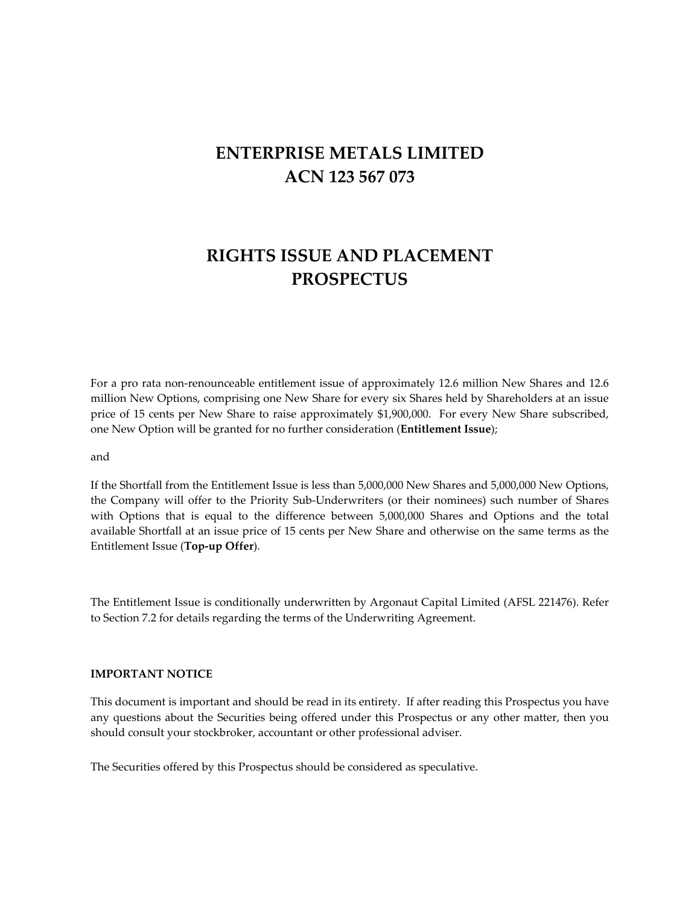# ENTERPRISE METALS LIMITED
# ACN 123 567 073

# RIGHTS ISSUE AND PLACEMENT PROSPECTUS

For a pro rata non-renounceable entitlement issue of approximately 12.6 million New Shares and 12.6 million New Options, comprising one New Share for every six Shares held by Shareholders at an issue price of 15 cents per New Share to raise approximately $1,900,000. For every New Share subscribed, one New Option will be granted for no further consideration (**Entitlement Issue**);

and

If the Shortfall from the Entitlement Issue is less than 5,000,000 New Shares and 5,000,000 New Options, the Company will offer to the Priority Sub-Underwriters (or their nominees) such number of Shares with Options that is equal to the difference between 5,000,000 Shares and Options and the total available Shortfall at an issue price of 15 cents per New Share and otherwise on the same terms as the Entitlement Issue (**Top-up Offer**).

The Entitlement Issue is conditionally underwritten by Argonaut Capital Limited (AFSL 221476). Refer to Section 7.2 for details regarding the terms of the Underwriting Agreement.

**IMPORTANT NOTICE**

This document is important and should be read in its entirety. If after reading this Prospectus you have any questions about the Securities being offered under this Prospectus or any other matter, then you should consult your stockbroker, accountant or other professional adviser.

The Securities offered by this Prospectus should be considered as speculative.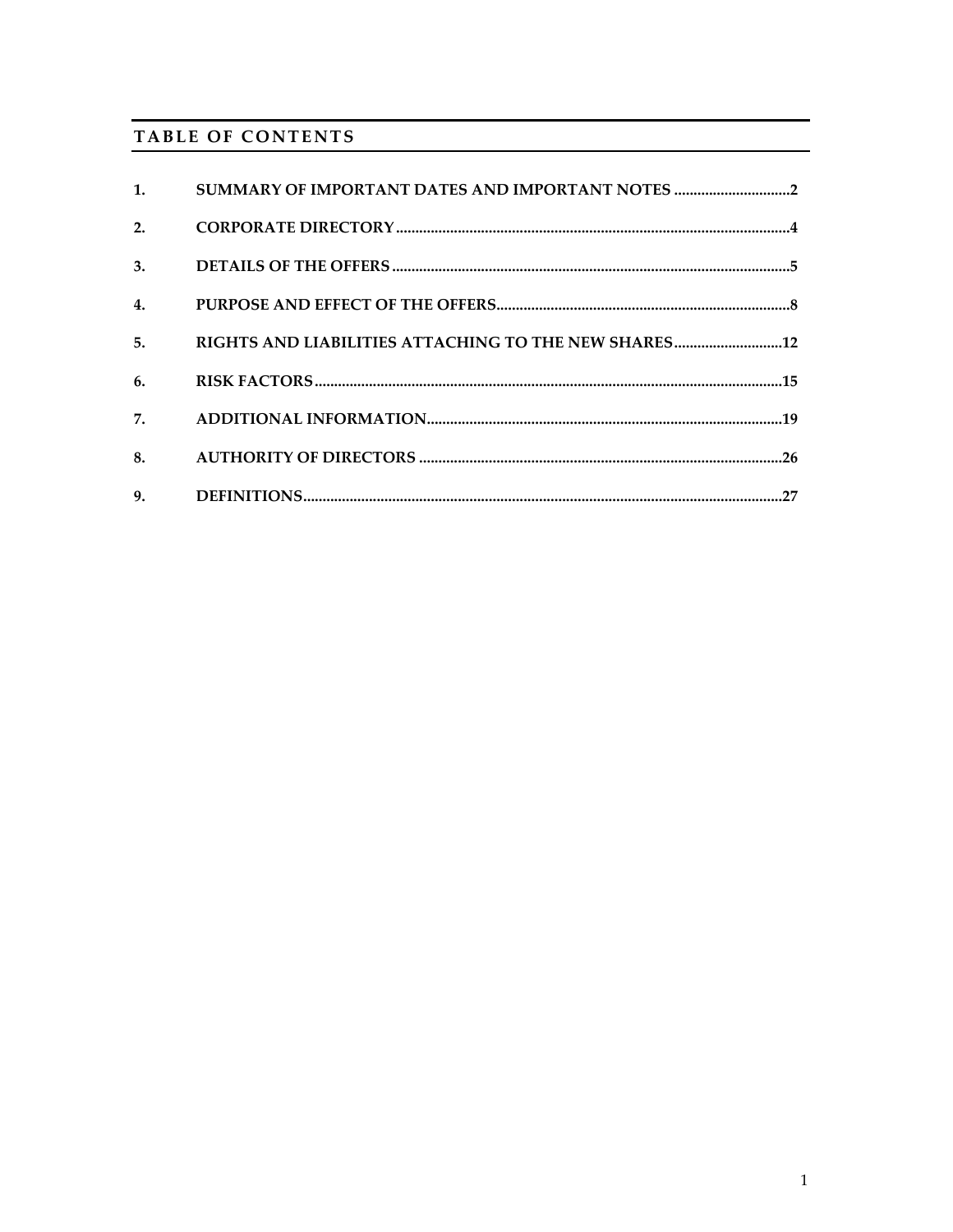# TABLE OF CONTENTS

| | | |
|---|---|---|
| 1. | SUMMARY OF IMPORTANT DATES AND IMPORTANT NOTES | 2 |
| 2. | CORPORATE DIRECTORY | 4 |
| 3. | DETAILS OF THE OFFERS | 5 |
| 4. | PURPOSE AND EFFECT OF THE OFFERS | 8 |
| 5. | RIGHTS AND LIABILITIES ATTACHING TO THE NEW SHARES | 12 |
| 6. | RISK FACTORS | 15 |
| 7. | ADDITIONAL INFORMATION | 19 |
| 8. | AUTHORITY OF DIRECTORS | 26 |
| 9. | DEFINITIONS | 27 |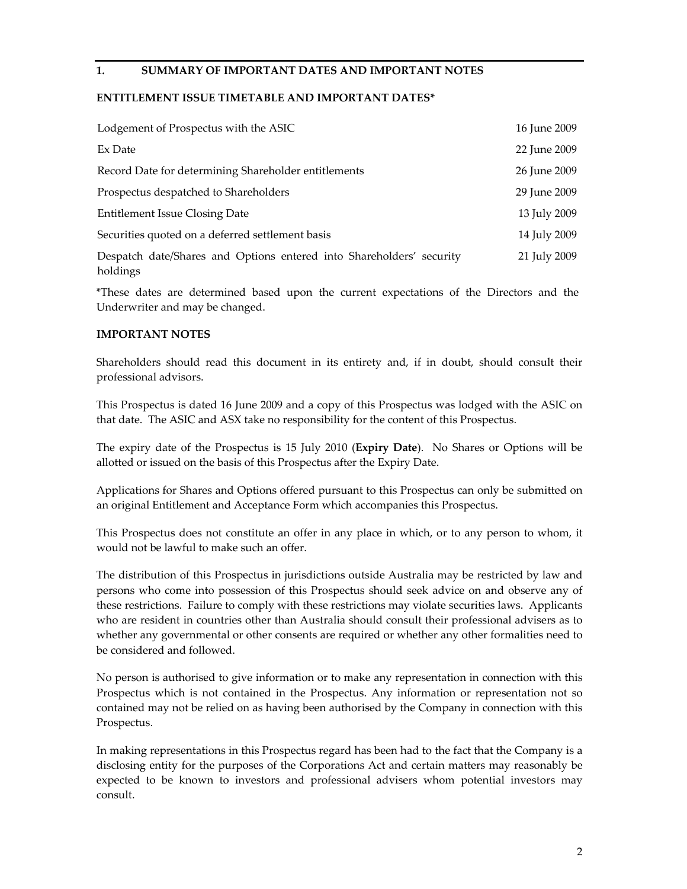## 1. SUMMARY OF IMPORTANT DATES AND IMPORTANT NOTES

### ENTITLEMENT ISSUE TIMETABLE AND IMPORTANT DATES*

| | |
|---|---|
| Lodgement of Prospectus with the ASIC | 16 June 2009 |
| Ex Date | 22 June 2009 |
| Record Date for determining Shareholder entitlements | 26 June 2009 |
| Prospectus despatched to Shareholders | 29 June 2009 |
| Entitlement Issue Closing Date | 13 July 2009 |
| Securities quoted on a deferred settlement basis | 14 July 2009 |
| Despatch date/Shares and Options entered into Shareholders' security holdings | 21 July 2009 |

*These dates are determined based upon the current expectations of the Directors and the Underwriter and may be changed.

### IMPORTANT NOTES

Shareholders should read this document in its entirety and, if in doubt, should consult their professional advisors.

This Prospectus is dated 16 June 2009 and a copy of this Prospectus was lodged with the ASIC on that date. The ASIC and ASX take no responsibility for the content of this Prospectus.

The expiry date of the Prospectus is 15 July 2010 (**Expiry Date**). No Shares or Options will be allotted or issued on the basis of this Prospectus after the Expiry Date.

Applications for Shares and Options offered pursuant to this Prospectus can only be submitted on an original Entitlement and Acceptance Form which accompanies this Prospectus.

This Prospectus does not constitute an offer in any place in which, or to any person to whom, it would not be lawful to make such an offer.

The distribution of this Prospectus in jurisdictions outside Australia may be restricted by law and persons who come into possession of this Prospectus should seek advice on and observe any of these restrictions. Failure to comply with these restrictions may violate securities laws. Applicants who are resident in countries other than Australia should consult their professional advisers as to whether any governmental or other consents are required or whether any other formalities need to be considered and followed.

No person is authorised to give information or to make any representation in connection with this Prospectus which is not contained in the Prospectus. Any information or representation not so contained may not be relied on as having been authorised by the Company in connection with this Prospectus.

In making representations in this Prospectus regard has been had to the fact that the Company is a disclosing entity for the purposes of the Corporations Act and certain matters may reasonably be expected to be known to investors and professional advisers whom potential investors may consult.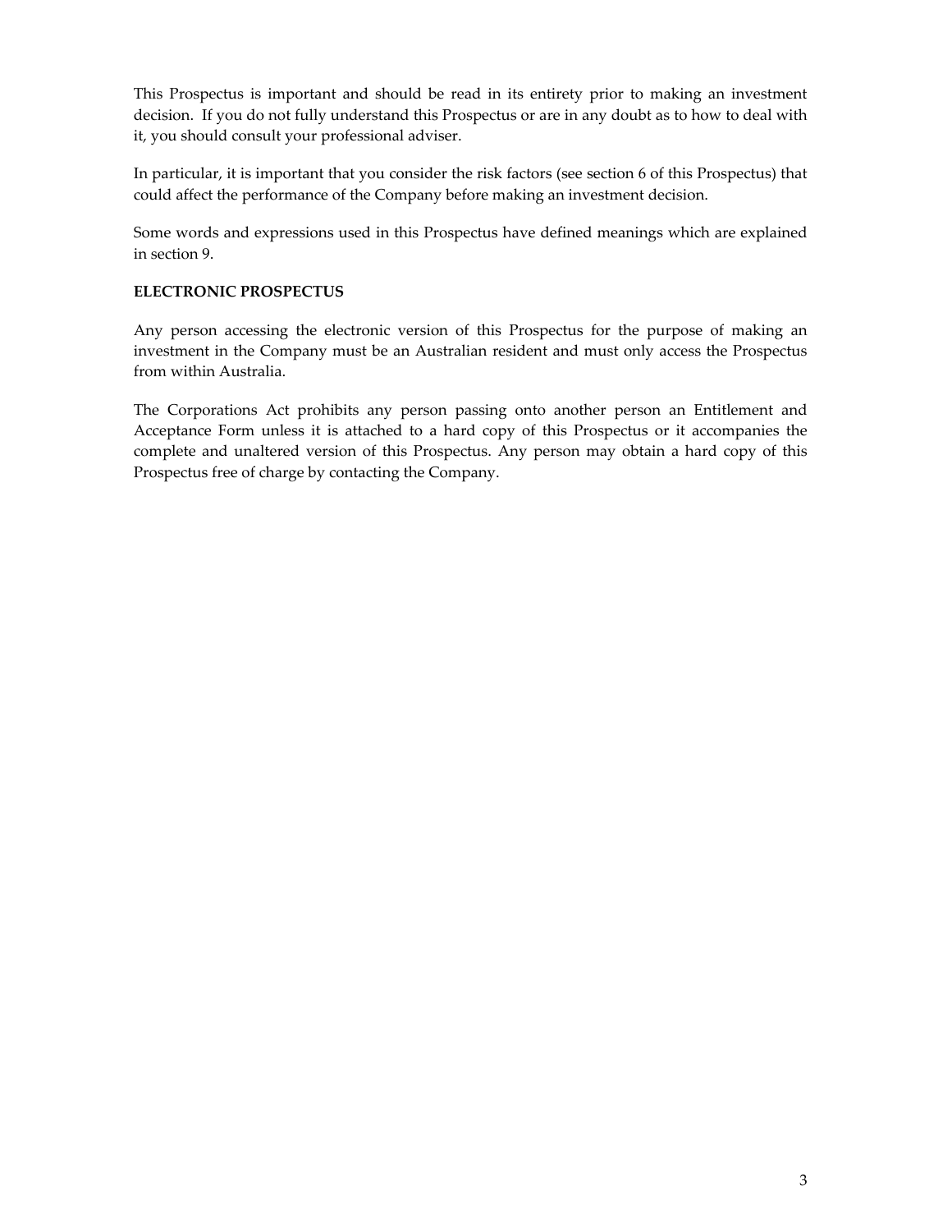This Prospectus is important and should be read in its entirety prior to making an investment decision. If you do not fully understand this Prospectus or are in any doubt as to how to deal with it, you should consult your professional adviser.

In particular, it is important that you consider the risk factors (see section 6 of this Prospectus) that could affect the performance of the Company before making an investment decision.

Some words and expressions used in this Prospectus have defined meanings which are explained in section 9.

**ELECTRONIC PROSPECTUS**

Any person accessing the electronic version of this Prospectus for the purpose of making an investment in the Company must be an Australian resident and must only access the Prospectus from within Australia.

The Corporations Act prohibits any person passing onto another person an Entitlement and Acceptance Form unless it is attached to a hard copy of this Prospectus or it accompanies the complete and unaltered version of this Prospectus. Any person may obtain a hard copy of this Prospectus free of charge by contacting the Company.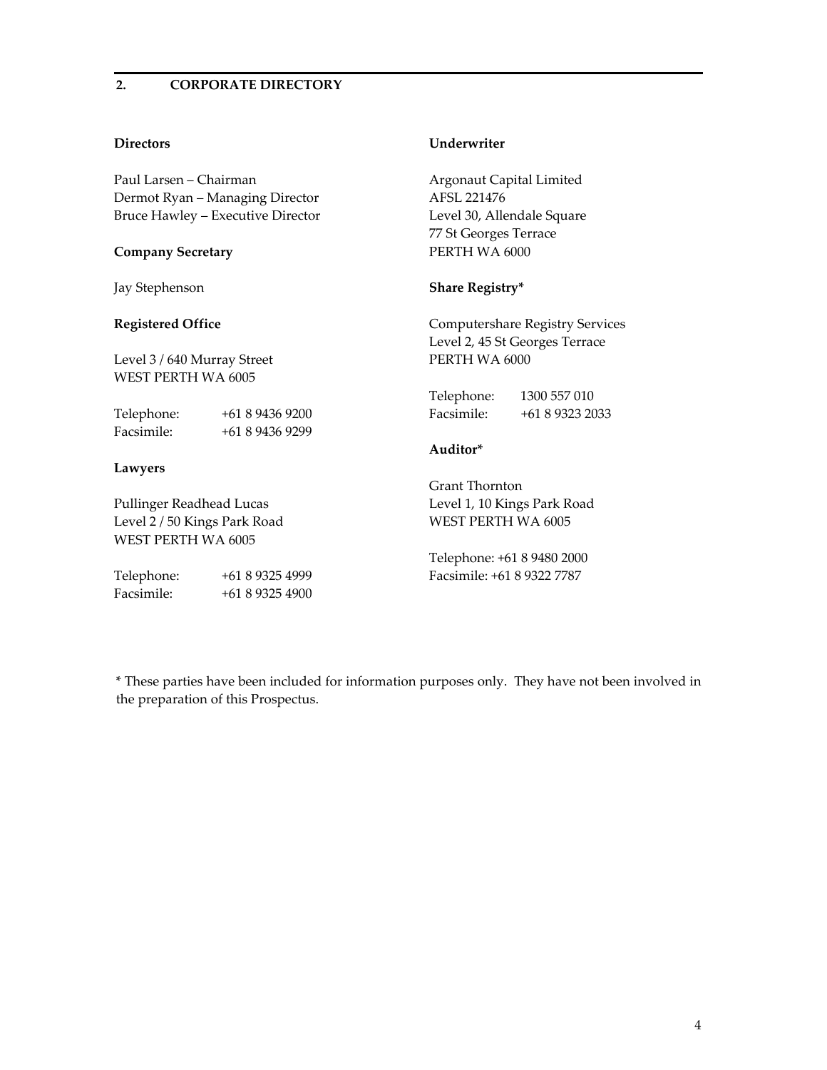## 2. CORPORATE DIRECTORY

**Directors**

Paul Larsen – Chairman
Dermot Ryan – Managing Director
Bruce Hawley – Executive Director

**Company Secretary**

Jay Stephenson

**Registered Office**

Level 3 / 640 Murray Street
WEST PERTH WA 6005

Telephone: +61 8 9436 9200
Facsimile: +61 8 9436 9299

**Lawyers**

Pullinger Readhead Lucas
Level 2 / 50 Kings Park Road
WEST PERTH WA 6005

Telephone: +61 8 9325 4999
Facsimile: +61 8 9325 4900

**Underwriter**

Argonaut Capital Limited
AFSL 221476
Level 30, Allendale Square
77 St Georges Terrace
PERTH WA 6000

**Share Registry***

Computershare Registry Services
Level 2, 45 St Georges Terrace
PERTH WA 6000

Telephone: 1300 557 010
Facsimile: +61 8 9323 2033

**Auditor***

Grant Thornton
Level 1, 10 Kings Park Road
WEST PERTH WA 6005

Telephone: +61 8 9480 2000
Facsimile: +61 8 9322 7787

* These parties have been included for information purposes only. They have not been involved in the preparation of this Prospectus.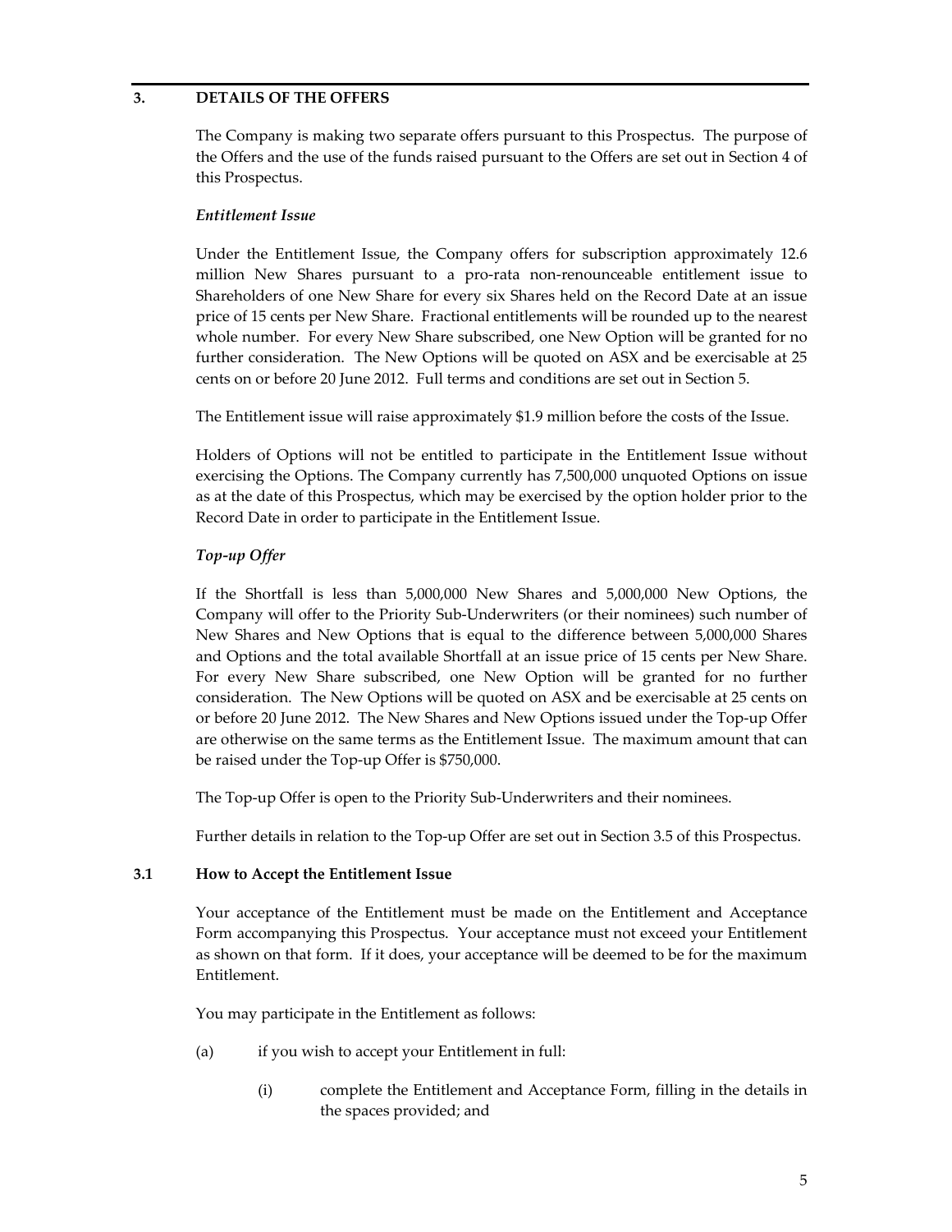## 3. DETAILS OF THE OFFERS

The Company is making two separate offers pursuant to this Prospectus. The purpose of the Offers and the use of the funds raised pursuant to the Offers are set out in Section 4 of this Prospectus.

*Entitlement Issue*

Under the Entitlement Issue, the Company offers for subscription approximately 12.6 million New Shares pursuant to a pro-rata non-renounceable entitlement issue to Shareholders of one New Share for every six Shares held on the Record Date at an issue price of 15 cents per New Share. Fractional entitlements will be rounded up to the nearest whole number. For every New Share subscribed, one New Option will be granted for no further consideration. The New Options will be quoted on ASX and be exercisable at 25 cents on or before 20 June 2012. Full terms and conditions are set out in Section 5.

The Entitlement issue will raise approximately $1.9 million before the costs of the Issue.

Holders of Options will not be entitled to participate in the Entitlement Issue without exercising the Options. The Company currently has 7,500,000 unquoted Options on issue as at the date of this Prospectus, which may be exercised by the option holder prior to the Record Date in order to participate in the Entitlement Issue.

*Top-up Offer*

If the Shortfall is less than 5,000,000 New Shares and 5,000,000 New Options, the Company will offer to the Priority Sub-Underwriters (or their nominees) such number of New Shares and New Options that is equal to the difference between 5,000,000 Shares and Options and the total available Shortfall at an issue price of 15 cents per New Share. For every New Share subscribed, one New Option will be granted for no further consideration. The New Options will be quoted on ASX and be exercisable at 25 cents on or before 20 June 2012. The New Shares and New Options issued under the Top-up Offer are otherwise on the same terms as the Entitlement Issue. The maximum amount that can be raised under the Top-up Offer is $750,000.

The Top-up Offer is open to the Priority Sub-Underwriters and their nominees.

Further details in relation to the Top-up Offer are set out in Section 3.5 of this Prospectus.

### 3.1 How to Accept the Entitlement Issue

Your acceptance of the Entitlement must be made on the Entitlement and Acceptance Form accompanying this Prospectus. Your acceptance must not exceed your Entitlement as shown on that form. If it does, your acceptance will be deemed to be for the maximum Entitlement.

You may participate in the Entitlement as follows:

(a) if you wish to accept your Entitlement in full:

(i) complete the Entitlement and Acceptance Form, filling in the details in the spaces provided; and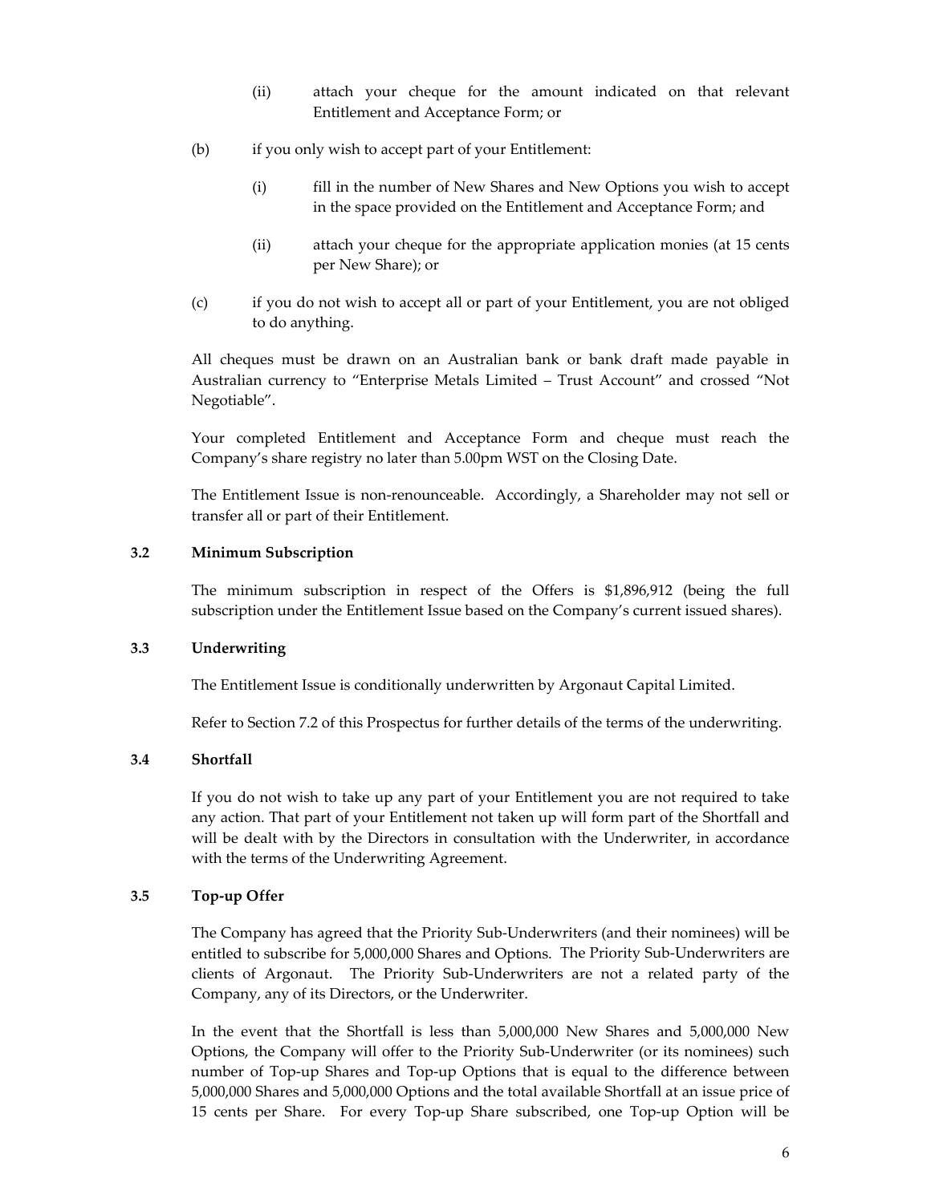(ii) attach your cheque for the amount indicated on that relevant Entitlement and Acceptance Form; or

(b) if you only wish to accept part of your Entitlement:

(i) fill in the number of New Shares and New Options you wish to accept in the space provided on the Entitlement and Acceptance Form; and

(ii) attach your cheque for the appropriate application monies (at 15 cents per New Share); or

(c) if you do not wish to accept all or part of your Entitlement, you are not obliged to do anything.

All cheques must be drawn on an Australian bank or bank draft made payable in Australian currency to "Enterprise Metals Limited – Trust Account" and crossed "Not Negotiable".

Your completed Entitlement and Acceptance Form and cheque must reach the Company's share registry no later than 5.00pm WST on the Closing Date.

The Entitlement Issue is non-renounceable. Accordingly, a Shareholder may not sell or transfer all or part of their Entitlement.

### 3.2 Minimum Subscription

The minimum subscription in respect of the Offers is $1,896,912 (being the full subscription under the Entitlement Issue based on the Company's current issued shares).

### 3.3 Underwriting

The Entitlement Issue is conditionally underwritten by Argonaut Capital Limited.

Refer to Section 7.2 of this Prospectus for further details of the terms of the underwriting.

### 3.4 Shortfall

If you do not wish to take up any part of your Entitlement you are not required to take any action. That part of your Entitlement not taken up will form part of the Shortfall and will be dealt with by the Directors in consultation with the Underwriter, in accordance with the terms of the Underwriting Agreement.

### 3.5 Top-up Offer

The Company has agreed that the Priority Sub-Underwriters (and their nominees) will be entitled to subscribe for 5,000,000 Shares and Options. The Priority Sub-Underwriters are clients of Argonaut. The Priority Sub-Underwriters are not a related party of the Company, any of its Directors, or the Underwriter.

In the event that the Shortfall is less than 5,000,000 New Shares and 5,000,000 New Options, the Company will offer to the Priority Sub-Underwriter (or its nominees) such number of Top-up Shares and Top-up Options that is equal to the difference between 5,000,000 Shares and 5,000,000 Options and the total available Shortfall at an issue price of 15 cents per Share. For every Top-up Share subscribed, one Top-up Option will be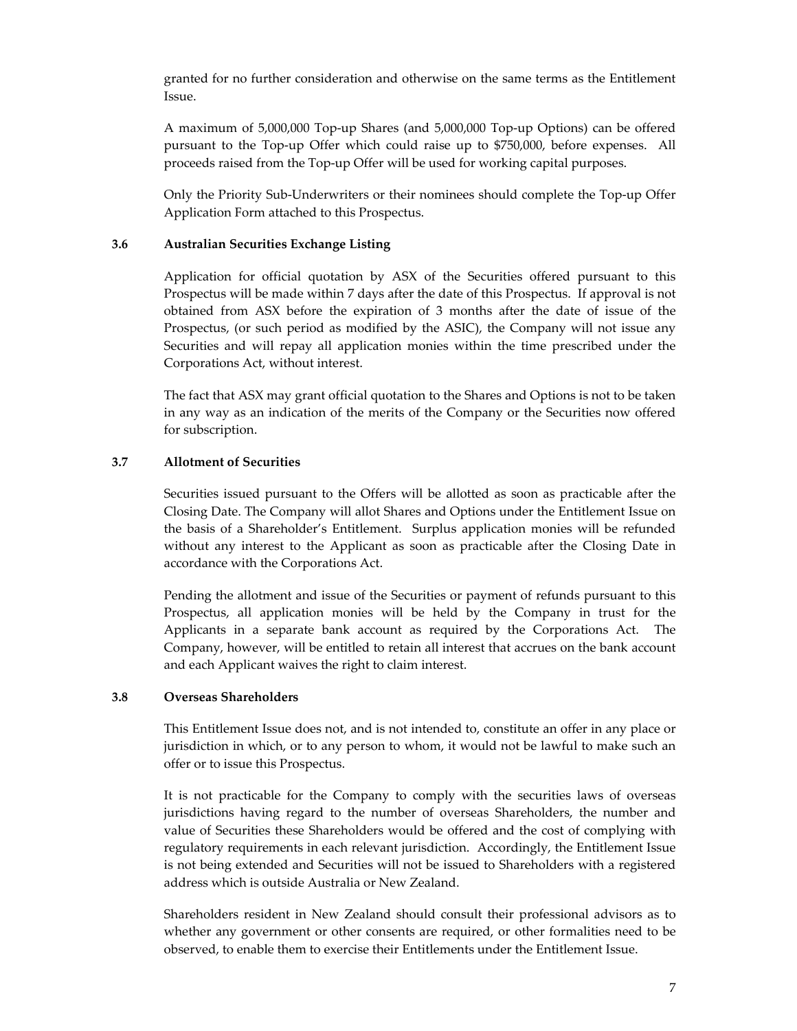granted for no further consideration and otherwise on the same terms as the Entitlement Issue.

A maximum of 5,000,000 Top-up Shares (and 5,000,000 Top-up Options) can be offered pursuant to the Top-up Offer which could raise up to $750,000, before expenses. All proceeds raised from the Top-up Offer will be used for working capital purposes.

Only the Priority Sub-Underwriters or their nominees should complete the Top-up Offer Application Form attached to this Prospectus.

### 3.6 Australian Securities Exchange Listing

Application for official quotation by ASX of the Securities offered pursuant to this Prospectus will be made within 7 days after the date of this Prospectus. If approval is not obtained from ASX before the expiration of 3 months after the date of issue of the Prospectus, (or such period as modified by the ASIC), the Company will not issue any Securities and will repay all application monies within the time prescribed under the Corporations Act, without interest.

The fact that ASX may grant official quotation to the Shares and Options is not to be taken in any way as an indication of the merits of the Company or the Securities now offered for subscription.

### 3.7 Allotment of Securities

Securities issued pursuant to the Offers will be allotted as soon as practicable after the Closing Date. The Company will allot Shares and Options under the Entitlement Issue on the basis of a Shareholder's Entitlement. Surplus application monies will be refunded without any interest to the Applicant as soon as practicable after the Closing Date in accordance with the Corporations Act.

Pending the allotment and issue of the Securities or payment of refunds pursuant to this Prospectus, all application monies will be held by the Company in trust for the Applicants in a separate bank account as required by the Corporations Act. The Company, however, will be entitled to retain all interest that accrues on the bank account and each Applicant waives the right to claim interest.

### 3.8 Overseas Shareholders

This Entitlement Issue does not, and is not intended to, constitute an offer in any place or jurisdiction in which, or to any person to whom, it would not be lawful to make such an offer or to issue this Prospectus.

It is not practicable for the Company to comply with the securities laws of overseas jurisdictions having regard to the number of overseas Shareholders, the number and value of Securities these Shareholders would be offered and the cost of complying with regulatory requirements in each relevant jurisdiction. Accordingly, the Entitlement Issue is not being extended and Securities will not be issued to Shareholders with a registered address which is outside Australia or New Zealand.

Shareholders resident in New Zealand should consult their professional advisors as to whether any government or other consents are required, or other formalities need to be observed, to enable them to exercise their Entitlements under the Entitlement Issue.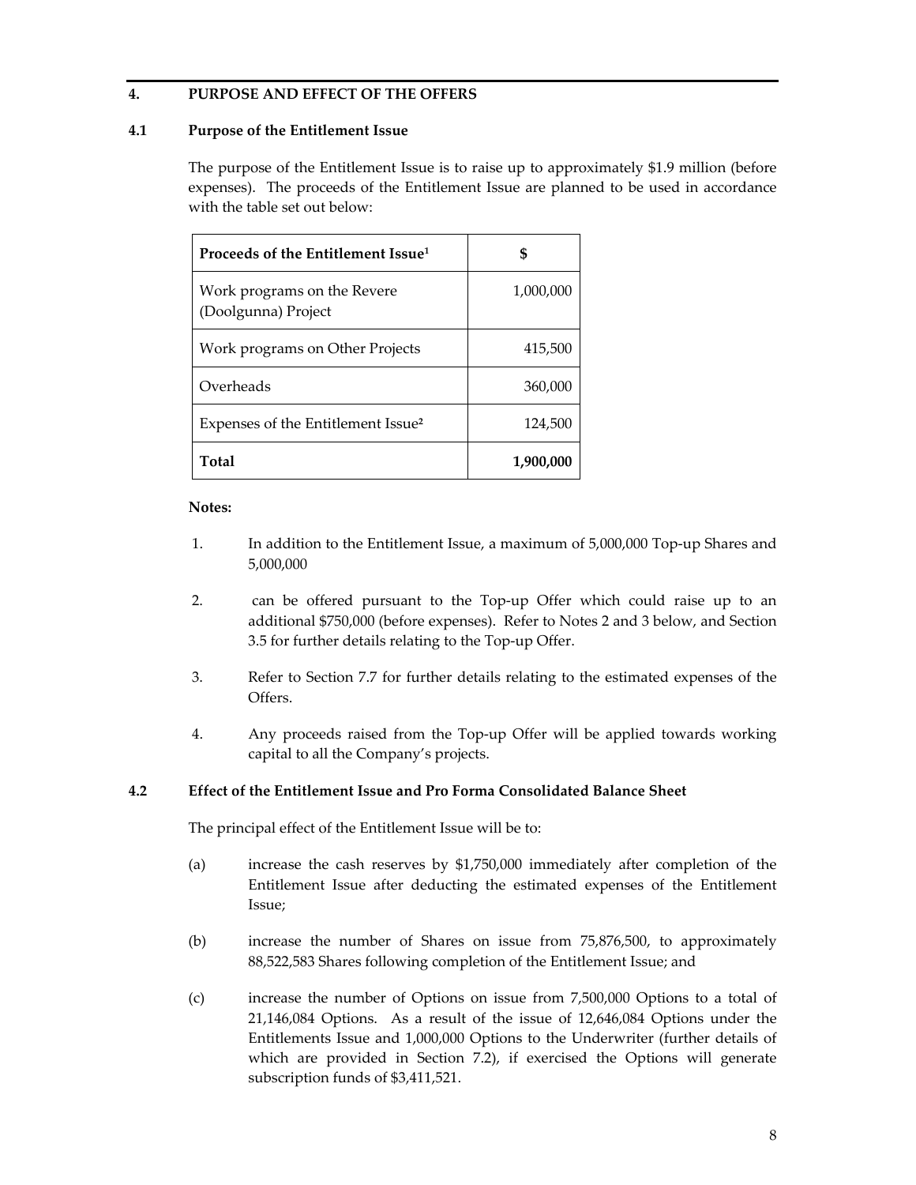## 4. PURPOSE AND EFFECT OF THE OFFERS

### 4.1 Purpose of the Entitlement Issue

The purpose of the Entitlement Issue is to raise up to approximately $1.9 million (before expenses). The proceeds of the Entitlement Issue are planned to be used in accordance with the table set out below:

| Proceeds of the Entitlement Issue[1] | $ |
|---|---|
| Work programs on the Revere (Doolgunna) Project | 1,000,000 |
| Work programs on Other Projects | 415,500 |
| Overheads | 360,000 |
| Expenses of the Entitlement Issue[2] | 124,500 |
| **Total** | **1,900,000** |

**Notes:**

1. In addition to the Entitlement Issue, a maximum of 5,000,000 Top-up Shares and 5,000,000

2. can be offered pursuant to the Top-up Offer which could raise up to an additional $750,000 (before expenses). Refer to Notes 2 and 3 below, and Section 3.5 for further details relating to the Top-up Offer.

3. Refer to Section 7.7 for further details relating to the estimated expenses of the Offers.

4. Any proceeds raised from the Top-up Offer will be applied towards working capital to all the Company's projects.

### 4.2 Effect of the Entitlement Issue and Pro Forma Consolidated Balance Sheet

The principal effect of the Entitlement Issue will be to:

(a) increase the cash reserves by $1,750,000 immediately after completion of the Entitlement Issue after deducting the estimated expenses of the Entitlement Issue;

(b) increase the number of Shares on issue from 75,876,500, to approximately 88,522,583 Shares following completion of the Entitlement Issue; and

(c) increase the number of Options on issue from 7,500,000 Options to a total of 21,146,084 Options. As a result of the issue of 12,646,084 Options under the Entitlements Issue and 1,000,000 Options to the Underwriter (further details of which are provided in Section 7.2), if exercised the Options will generate subscription funds of $3,411,521.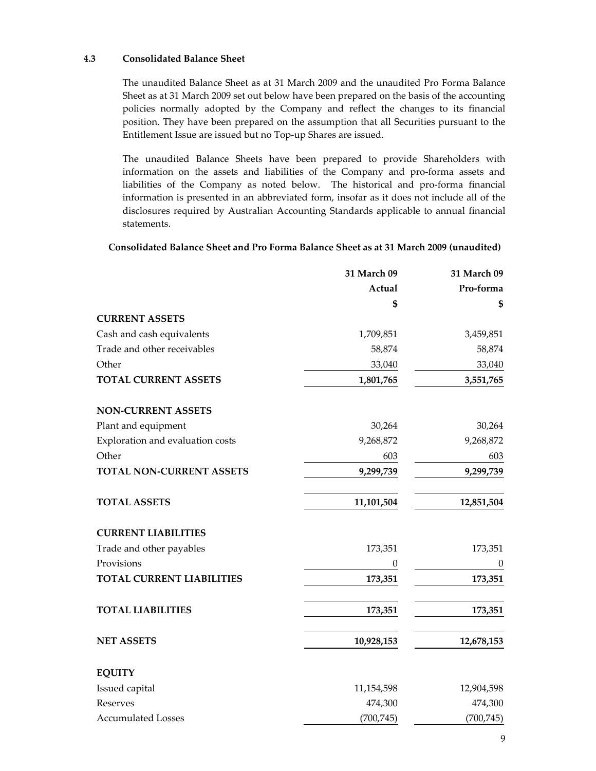### 4.3 Consolidated Balance Sheet

The unaudited Balance Sheet as at 31 March 2009 and the unaudited Pro Forma Balance Sheet as at 31 March 2009 set out below have been prepared on the basis of the accounting policies normally adopted by the Company and reflect the changes to its financial position. They have been prepared on the assumption that all Securities pursuant to the Entitlement Issue are issued but no Top-up Shares are issued.

The unaudited Balance Sheets have been prepared to provide Shareholders with information on the assets and liabilities of the Company and pro-forma assets and liabilities of the Company as noted below. The historical and pro-forma financial information is presented in an abbreviated form, insofar as it does not include all of the disclosures required by Australian Accounting Standards applicable to annual financial statements.

**Consolidated Balance Sheet and Pro Forma Balance Sheet as at 31 March 2009 (unaudited)**

| | 31 March 09 Actual $ | 31 March 09 Pro-forma $ |
|---|---|---|
| **CURRENT ASSETS** | | |
| Cash and cash equivalents | 1,709,851 | 3,459,851 |
| Trade and other receivables | 58,874 | 58,874 |
| Other | 33,040 | 33,040 |
| **TOTAL CURRENT ASSETS** | **1,801,765** | **3,551,765** |
| **NON-CURRENT ASSETS** | | |
| Plant and equipment | 30,264 | 30,264 |
| Exploration and evaluation costs | 9,268,872 | 9,268,872 |
| Other | 603 | 603 |
| **TOTAL NON-CURRENT ASSETS** | **9,299,739** | **9,299,739** |
| **TOTAL ASSETS** | **11,101,504** | **12,851,504** |
| **CURRENT LIABILITIES** | | |
| Trade and other payables | 173,351 | 173,351 |
| Provisions | 0 | 0 |
| **TOTAL CURRENT LIABILITIES** | **173,351** | **173,351** |
| **TOTAL LIABILITIES** | **173,351** | **173,351** |
| **NET ASSETS** | **10,928,153** | **12,678,153** |
| **EQUITY** | | |
| Issued capital | 11,154,598 | 12,904,598 |
| Reserves | 474,300 | 474,300 |
| Accumulated Losses | (700,745) | (700,745) |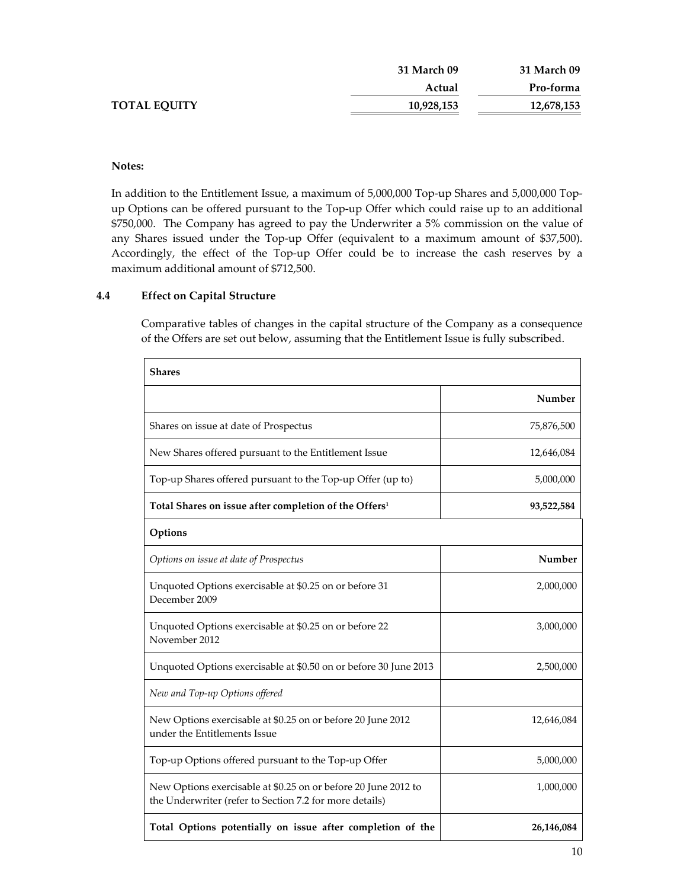| | 31 March 09 Actual | 31 March 09 Pro-forma |
|---|---|---|
| **TOTAL EQUITY** | **10,928,153** | **12,678,153** |

**Notes:**

In addition to the Entitlement Issue, a maximum of 5,000,000 Top-up Shares and 5,000,000 Top-up Options can be offered pursuant to the Top-up Offer which could raise up to an additional $750,000. The Company has agreed to pay the Underwriter a 5% commission on the value of any Shares issued under the Top-up Offer (equivalent to a maximum amount of $37,500). Accordingly, the effect of the Top-up Offer could be to increase the cash reserves by a maximum additional amount of $712,500.

## 4.4 Effect on Capital Structure

Comparative tables of changes in the capital structure of the Company as a consequence of the Offers are set out below, assuming that the Entitlement Issue is fully subscribed.

| **Shares** | |
|---|---|
| | **Number** |
| Shares on issue at date of Prospectus | 75,876,500 |
| New Shares offered pursuant to the Entitlement Issue | 12,646,084 |
| Top-up Shares offered pursuant to the Top-up Offer (up to) | 5,000,000 |
| **Total Shares on issue after completion of the Offers[1]** | **93,522,584** |

| **Options** | |
|---|---|
| *Options on issue at date of Prospectus* | **Number** |
| Unquoted Options exercisable at $0.25 on or before 31 December 2009 | 2,000,000 |
| Unquoted Options exercisable at $0.25 on or before 22 November 2012 | 3,000,000 |
| Unquoted Options exercisable at $0.50 on or before 30 June 2013 | 2,500,000 |
| *New and Top-up Options offered* | |
| New Options exercisable at $0.25 on or before 20 June 2012 under the Entitlements Issue | 12,646,084 |
| Top-up Options offered pursuant to the Top-up Offer | 5,000,000 |
| New Options exercisable at $0.25 on or before 20 June 2012 to the Underwriter (refer to Section 7.2 for more details) | 1,000,000 |
| **Total Options potentially on issue after completion of the** | **26,146,084** |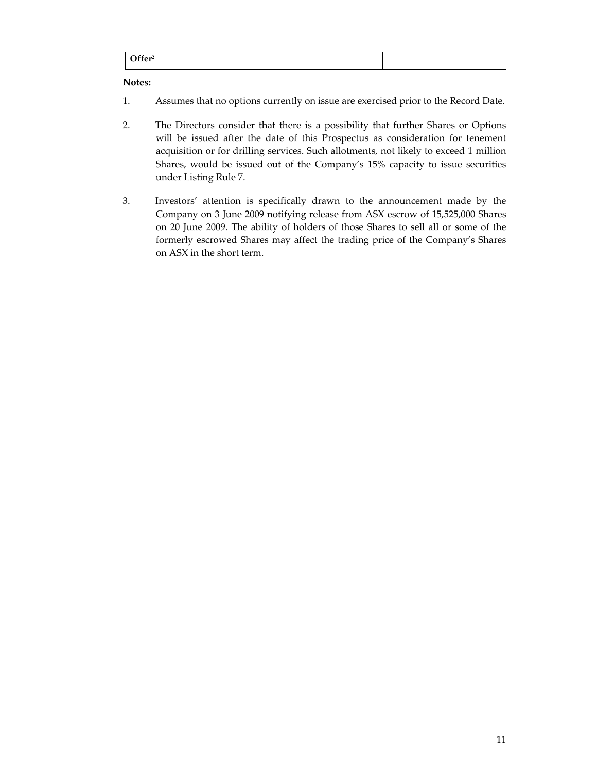| Offer[2] | |
|---|---|

**Notes:**

1. Assumes that no options currently on issue are exercised prior to the Record Date.

2. The Directors consider that there is a possibility that further Shares or Options will be issued after the date of this Prospectus as consideration for tenement acquisition or for drilling services. Such allotments, not likely to exceed 1 million Shares, would be issued out of the Company's 15% capacity to issue securities under Listing Rule 7.

3. Investors' attention is specifically drawn to the announcement made by the Company on 3 June 2009 notifying release from ASX escrow of 15,525,000 Shares on 20 June 2009. The ability of holders of those Shares to sell all or some of the formerly escrowed Shares may affect the trading price of the Company's Shares on ASX in the short term.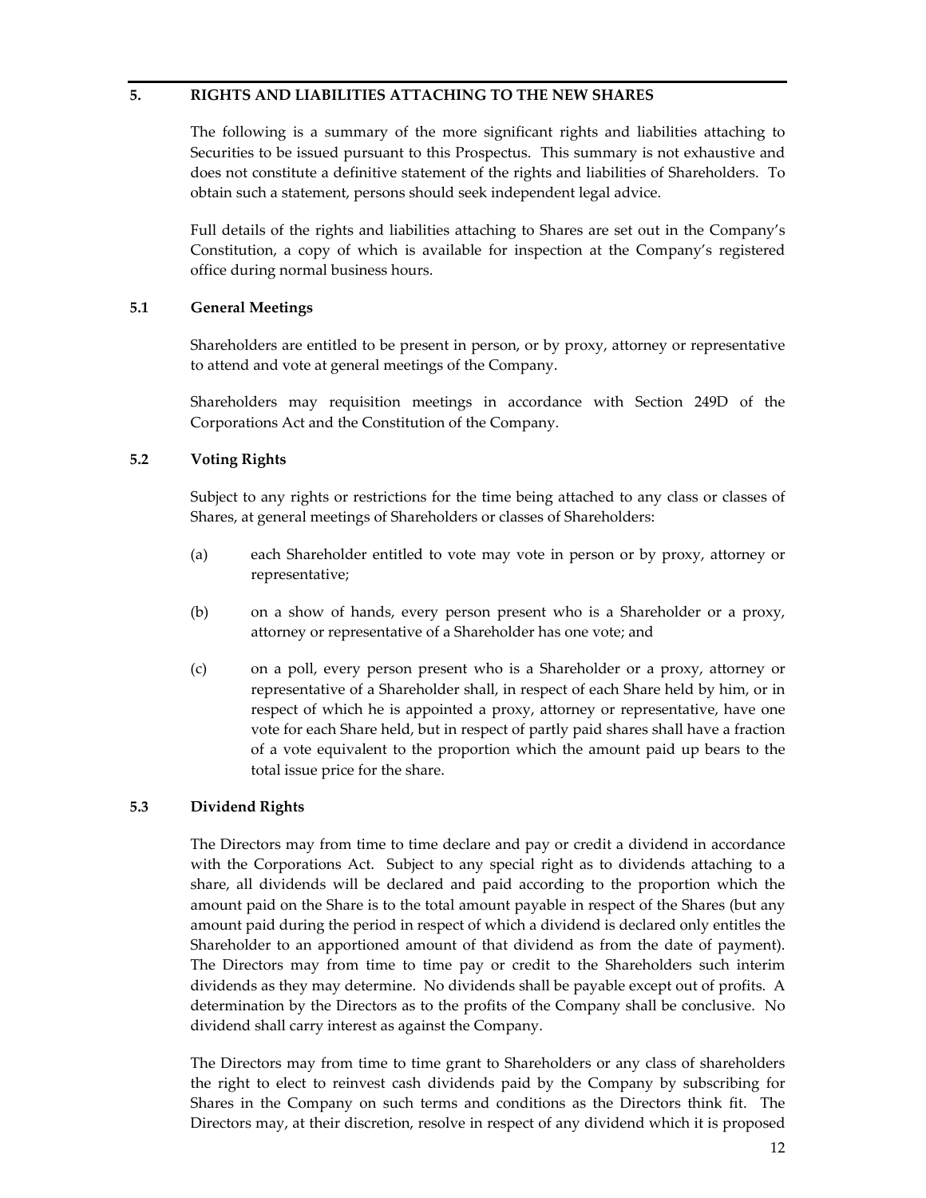## 5. RIGHTS AND LIABILITIES ATTACHING TO THE NEW SHARES

The following is a summary of the more significant rights and liabilities attaching to Securities to be issued pursuant to this Prospectus. This summary is not exhaustive and does not constitute a definitive statement of the rights and liabilities of Shareholders. To obtain such a statement, persons should seek independent legal advice.

Full details of the rights and liabilities attaching to Shares are set out in the Company's Constitution, a copy of which is available for inspection at the Company's registered office during normal business hours.

### 5.1 General Meetings

Shareholders are entitled to be present in person, or by proxy, attorney or representative to attend and vote at general meetings of the Company.

Shareholders may requisition meetings in accordance with Section 249D of the Corporations Act and the Constitution of the Company.

### 5.2 Voting Rights

Subject to any rights or restrictions for the time being attached to any class or classes of Shares, at general meetings of Shareholders or classes of Shareholders:

(a) each Shareholder entitled to vote may vote in person or by proxy, attorney or representative;

(b) on a show of hands, every person present who is a Shareholder or a proxy, attorney or representative of a Shareholder has one vote; and

(c) on a poll, every person present who is a Shareholder or a proxy, attorney or representative of a Shareholder shall, in respect of each Share held by him, or in respect of which he is appointed a proxy, attorney or representative, have one vote for each Share held, but in respect of partly paid shares shall have a fraction of a vote equivalent to the proportion which the amount paid up bears to the total issue price for the share.

### 5.3 Dividend Rights

The Directors may from time to time declare and pay or credit a dividend in accordance with the Corporations Act. Subject to any special right as to dividends attaching to a share, all dividends will be declared and paid according to the proportion which the amount paid on the Share is to the total amount payable in respect of the Shares (but any amount paid during the period in respect of which a dividend is declared only entitles the Shareholder to an apportioned amount of that dividend as from the date of payment). The Directors may from time to time pay or credit to the Shareholders such interim dividends as they may determine. No dividends shall be payable except out of profits. A determination by the Directors as to the profits of the Company shall be conclusive. No dividend shall carry interest as against the Company.

The Directors may from time to time grant to Shareholders or any class of shareholders the right to elect to reinvest cash dividends paid by the Company by subscribing for Shares in the Company on such terms and conditions as the Directors think fit. The Directors may, at their discretion, resolve in respect of any dividend which it is proposed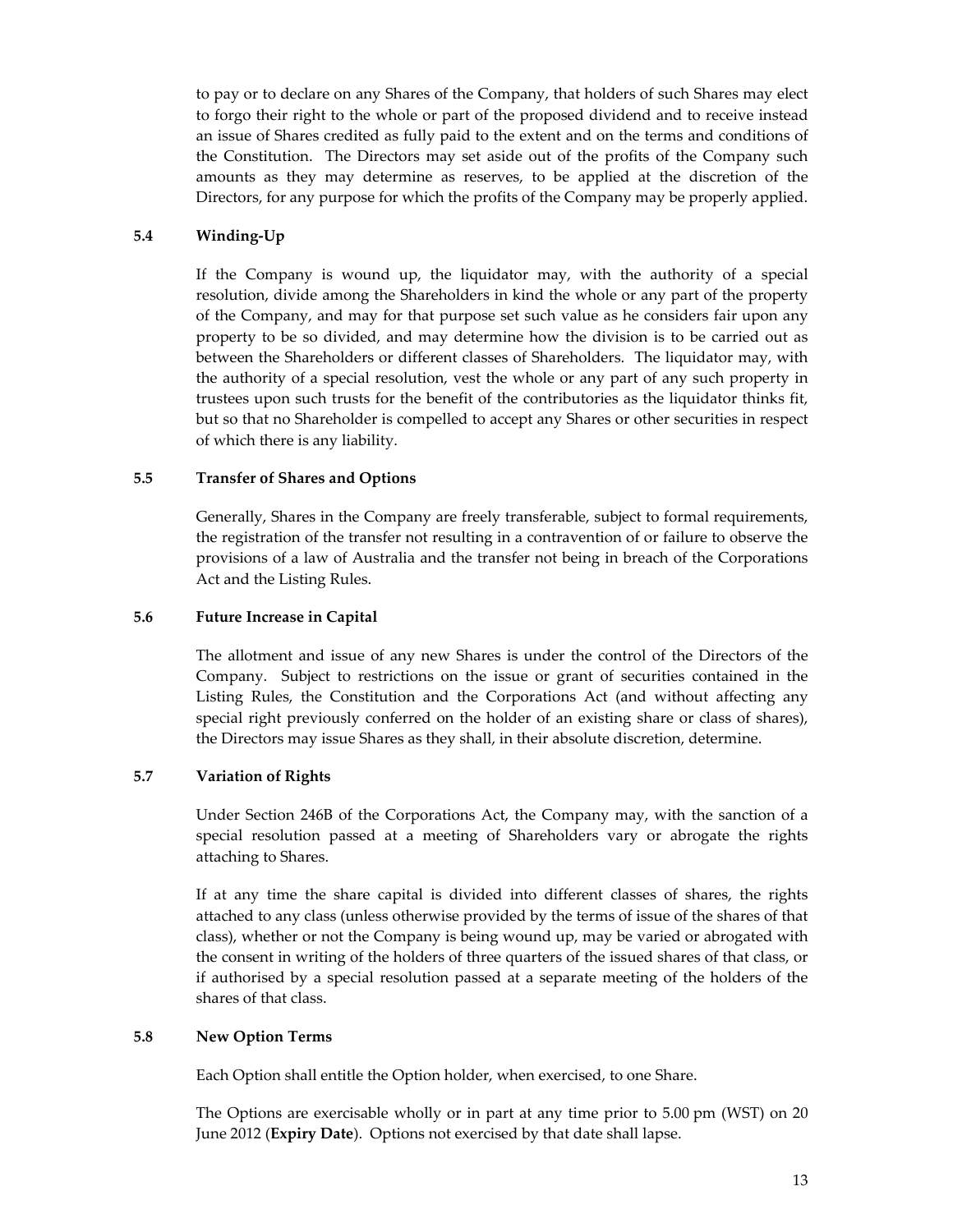to pay or to declare on any Shares of the Company, that holders of such Shares may elect to forgo their right to the whole or part of the proposed dividend and to receive instead an issue of Shares credited as fully paid to the extent and on the terms and conditions of the Constitution. The Directors may set aside out of the profits of the Company such amounts as they may determine as reserves, to be applied at the discretion of the Directors, for any purpose for which the profits of the Company may be properly applied.

### 5.4 Winding-Up

If the Company is wound up, the liquidator may, with the authority of a special resolution, divide among the Shareholders in kind the whole or any part of the property of the Company, and may for that purpose set such value as he considers fair upon any property to be so divided, and may determine how the division is to be carried out as between the Shareholders or different classes of Shareholders. The liquidator may, with the authority of a special resolution, vest the whole or any part of any such property in trustees upon such trusts for the benefit of the contributories as the liquidator thinks fit, but so that no Shareholder is compelled to accept any Shares or other securities in respect of which there is any liability.

### 5.5 Transfer of Shares and Options

Generally, Shares in the Company are freely transferable, subject to formal requirements, the registration of the transfer not resulting in a contravention of or failure to observe the provisions of a law of Australia and the transfer not being in breach of the Corporations Act and the Listing Rules.

### 5.6 Future Increase in Capital

The allotment and issue of any new Shares is under the control of the Directors of the Company. Subject to restrictions on the issue or grant of securities contained in the Listing Rules, the Constitution and the Corporations Act (and without affecting any special right previously conferred on the holder of an existing share or class of shares), the Directors may issue Shares as they shall, in their absolute discretion, determine.

### 5.7 Variation of Rights

Under Section 246B of the Corporations Act, the Company may, with the sanction of a special resolution passed at a meeting of Shareholders vary or abrogate the rights attaching to Shares.

If at any time the share capital is divided into different classes of shares, the rights attached to any class (unless otherwise provided by the terms of issue of the shares of that class), whether or not the Company is being wound up, may be varied or abrogated with the consent in writing of the holders of three quarters of the issued shares of that class, or if authorised by a special resolution passed at a separate meeting of the holders of the shares of that class.

### 5.8 New Option Terms

Each Option shall entitle the Option holder, when exercised, to one Share.

The Options are exercisable wholly or in part at any time prior to 5.00 pm (WST) on 20 June 2012 (**Expiry Date**). Options not exercised by that date shall lapse.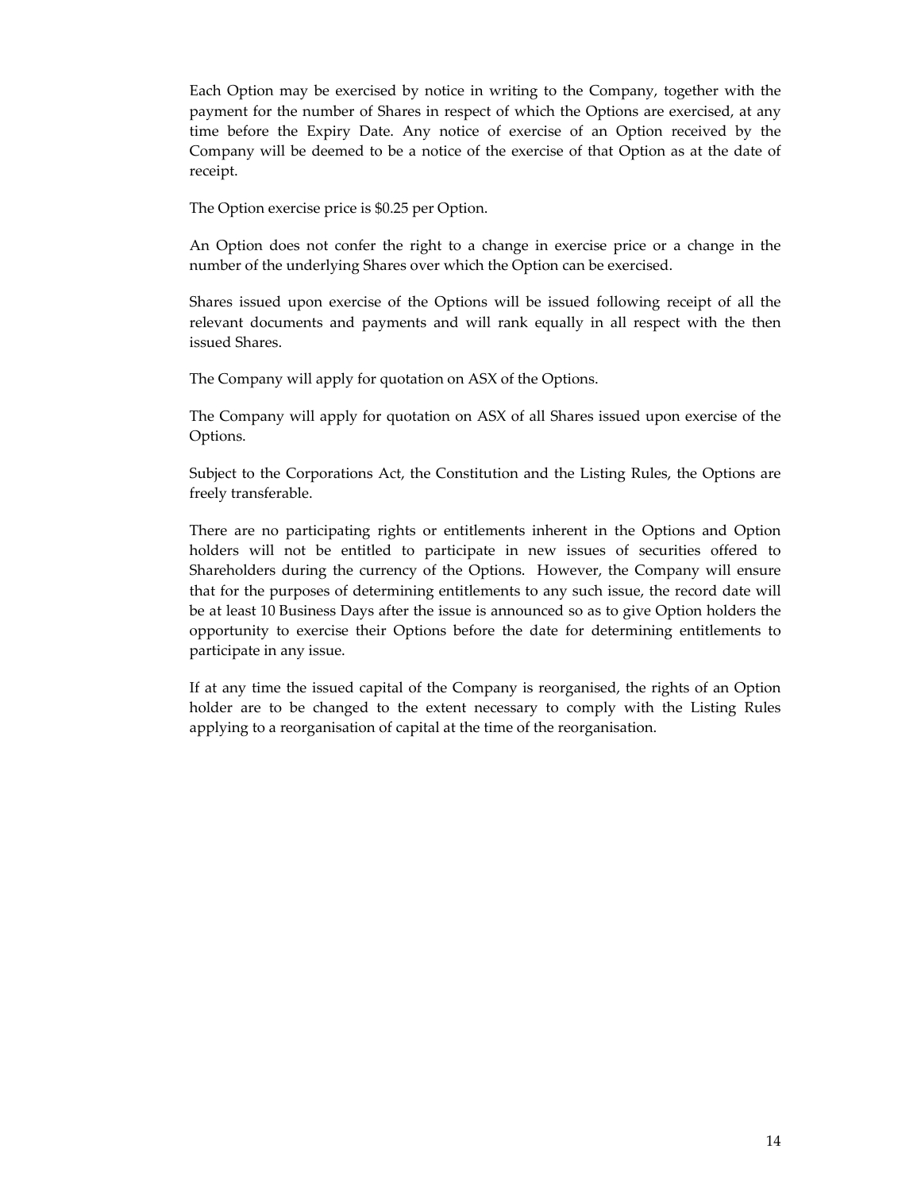Each Option may be exercised by notice in writing to the Company, together with the payment for the number of Shares in respect of which the Options are exercised, at any time before the Expiry Date. Any notice of exercise of an Option received by the Company will be deemed to be a notice of the exercise of that Option as at the date of receipt.

The Option exercise price is $0.25 per Option.

An Option does not confer the right to a change in exercise price or a change in the number of the underlying Shares over which the Option can be exercised.

Shares issued upon exercise of the Options will be issued following receipt of all the relevant documents and payments and will rank equally in all respect with the then issued Shares.

The Company will apply for quotation on ASX of the Options.

The Company will apply for quotation on ASX of all Shares issued upon exercise of the Options.

Subject to the Corporations Act, the Constitution and the Listing Rules, the Options are freely transferable.

There are no participating rights or entitlements inherent in the Options and Option holders will not be entitled to participate in new issues of securities offered to Shareholders during the currency of the Options. However, the Company will ensure that for the purposes of determining entitlements to any such issue, the record date will be at least 10 Business Days after the issue is announced so as to give Option holders the opportunity to exercise their Options before the date for determining entitlements to participate in any issue.

If at any time the issued capital of the Company is reorganised, the rights of an Option holder are to be changed to the extent necessary to comply with the Listing Rules applying to a reorganisation of capital at the time of the reorganisation.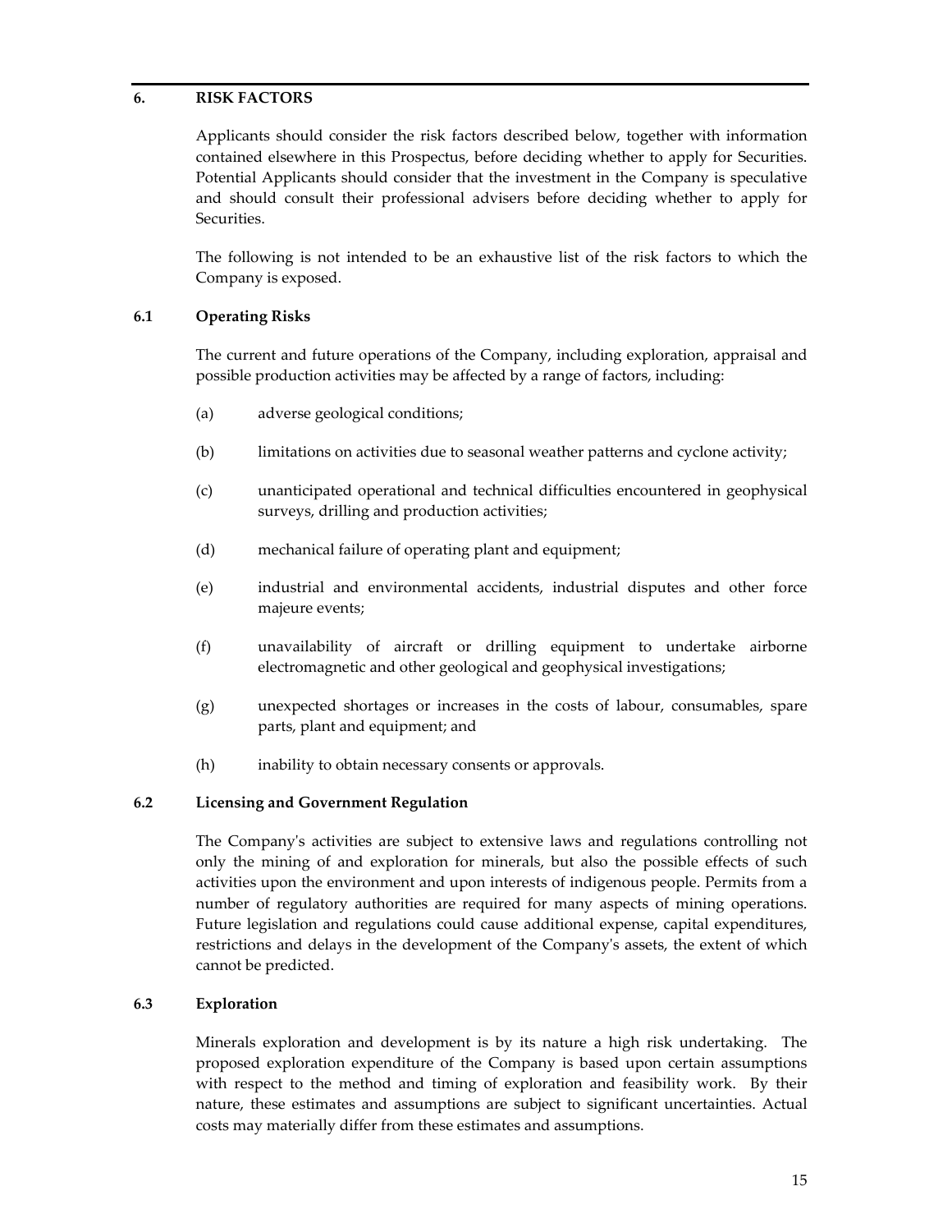## 6. RISK FACTORS

Applicants should consider the risk factors described below, together with information contained elsewhere in this Prospectus, before deciding whether to apply for Securities. Potential Applicants should consider that the investment in the Company is speculative and should consult their professional advisers before deciding whether to apply for Securities.

The following is not intended to be an exhaustive list of the risk factors to which the Company is exposed.

### 6.1 Operating Risks

The current and future operations of the Company, including exploration, appraisal and possible production activities may be affected by a range of factors, including:

(a) adverse geological conditions;

(b) limitations on activities due to seasonal weather patterns and cyclone activity;

(c) unanticipated operational and technical difficulties encountered in geophysical surveys, drilling and production activities;

(d) mechanical failure of operating plant and equipment;

(e) industrial and environmental accidents, industrial disputes and other force majeure events;

(f) unavailability of aircraft or drilling equipment to undertake airborne electromagnetic and other geological and geophysical investigations;

(g) unexpected shortages or increases in the costs of labour, consumables, spare parts, plant and equipment; and

(h) inability to obtain necessary consents or approvals.

### 6.2 Licensing and Government Regulation

The Company's activities are subject to extensive laws and regulations controlling not only the mining of and exploration for minerals, but also the possible effects of such activities upon the environment and upon interests of indigenous people. Permits from a number of regulatory authorities are required for many aspects of mining operations. Future legislation and regulations could cause additional expense, capital expenditures, restrictions and delays in the development of the Company's assets, the extent of which cannot be predicted.

### 6.3 Exploration

Minerals exploration and development is by its nature a high risk undertaking. The proposed exploration expenditure of the Company is based upon certain assumptions with respect to the method and timing of exploration and feasibility work. By their nature, these estimates and assumptions are subject to significant uncertainties. Actual costs may materially differ from these estimates and assumptions.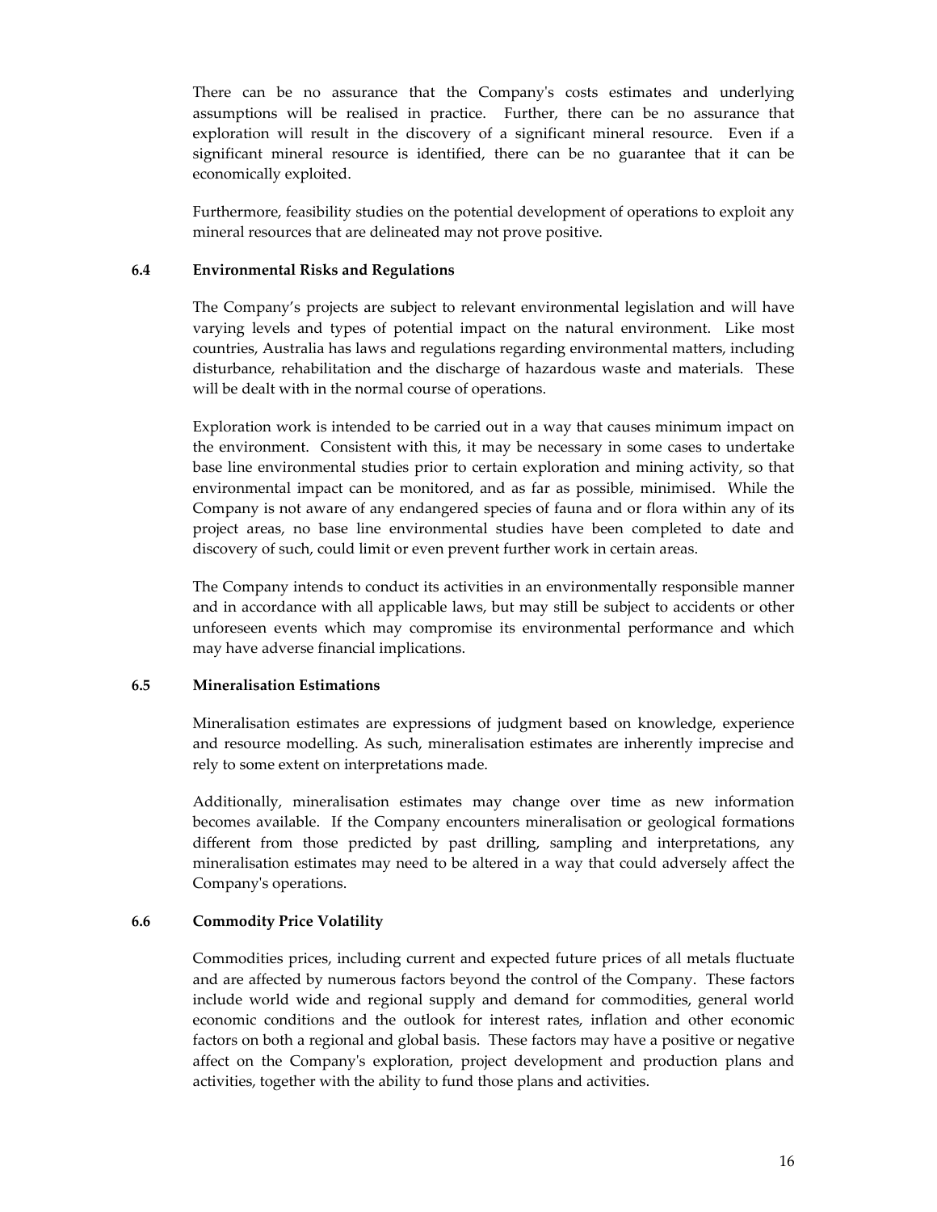There can be no assurance that the Company's costs estimates and underlying assumptions will be realised in practice. Further, there can be no assurance that exploration will result in the discovery of a significant mineral resource. Even if a significant mineral resource is identified, there can be no guarantee that it can be economically exploited.

Furthermore, feasibility studies on the potential development of operations to exploit any mineral resources that are delineated may not prove positive.

### 6.4 Environmental Risks and Regulations

The Company's projects are subject to relevant environmental legislation and will have varying levels and types of potential impact on the natural environment. Like most countries, Australia has laws and regulations regarding environmental matters, including disturbance, rehabilitation and the discharge of hazardous waste and materials. These will be dealt with in the normal course of operations.

Exploration work is intended to be carried out in a way that causes minimum impact on the environment. Consistent with this, it may be necessary in some cases to undertake base line environmental studies prior to certain exploration and mining activity, so that environmental impact can be monitored, and as far as possible, minimised. While the Company is not aware of any endangered species of fauna and or flora within any of its project areas, no base line environmental studies have been completed to date and discovery of such, could limit or even prevent further work in certain areas.

The Company intends to conduct its activities in an environmentally responsible manner and in accordance with all applicable laws, but may still be subject to accidents or other unforeseen events which may compromise its environmental performance and which may have adverse financial implications.

### 6.5 Mineralisation Estimations

Mineralisation estimates are expressions of judgment based on knowledge, experience and resource modelling. As such, mineralisation estimates are inherently imprecise and rely to some extent on interpretations made.

Additionally, mineralisation estimates may change over time as new information becomes available. If the Company encounters mineralisation or geological formations different from those predicted by past drilling, sampling and interpretations, any mineralisation estimates may need to be altered in a way that could adversely affect the Company's operations.

### 6.6 Commodity Price Volatility

Commodities prices, including current and expected future prices of all metals fluctuate and are affected by numerous factors beyond the control of the Company. These factors include world wide and regional supply and demand for commodities, general world economic conditions and the outlook for interest rates, inflation and other economic factors on both a regional and global basis. These factors may have a positive or negative affect on the Company's exploration, project development and production plans and activities, together with the ability to fund those plans and activities.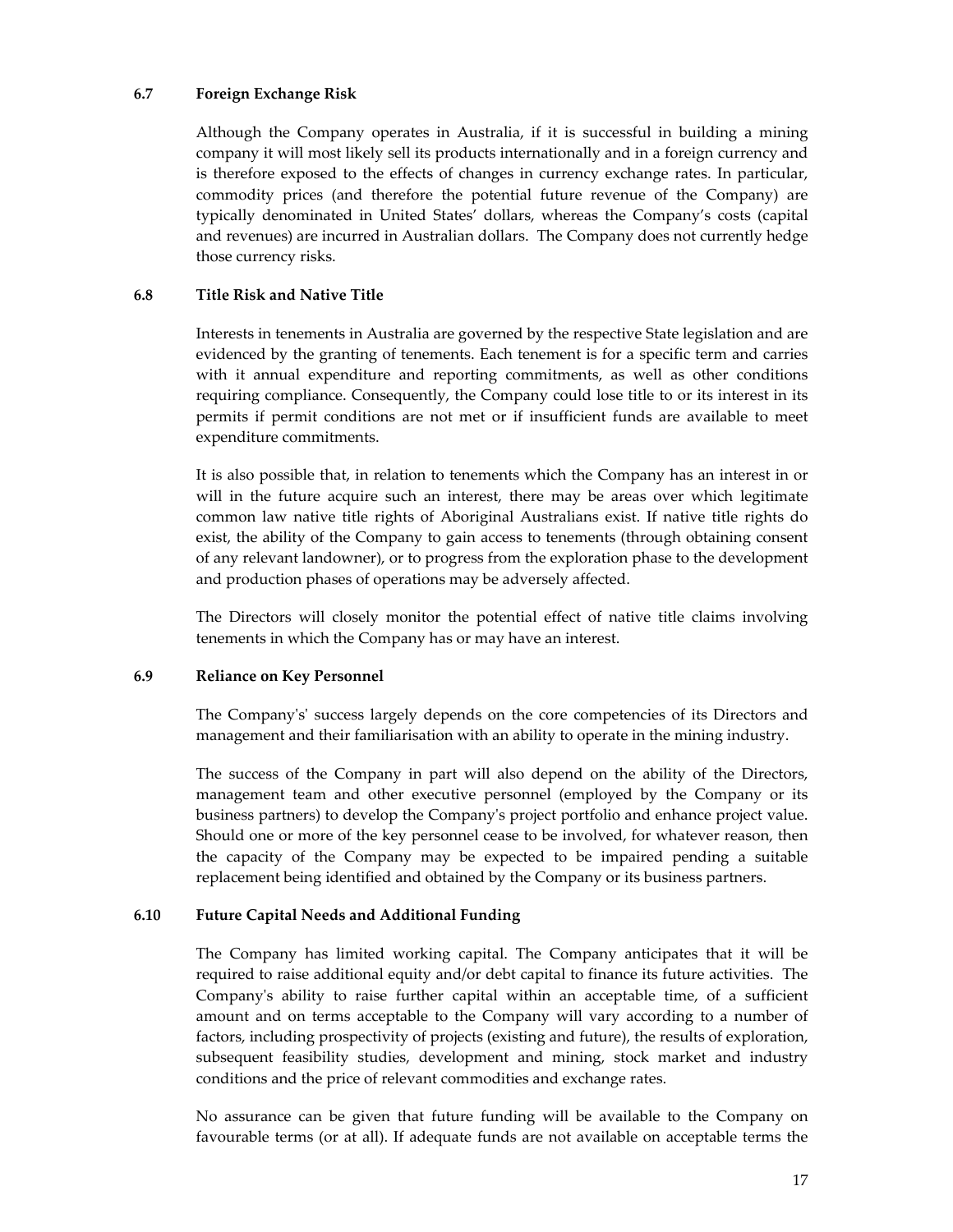### 6.7 Foreign Exchange Risk

Although the Company operates in Australia, if it is successful in building a mining company it will most likely sell its products internationally and in a foreign currency and is therefore exposed to the effects of changes in currency exchange rates. In particular, commodity prices (and therefore the potential future revenue of the Company) are typically denominated in United States' dollars, whereas the Company's costs (capital and revenues) are incurred in Australian dollars. The Company does not currently hedge those currency risks.

### 6.8 Title Risk and Native Title

Interests in tenements in Australia are governed by the respective State legislation and are evidenced by the granting of tenements. Each tenement is for a specific term and carries with it annual expenditure and reporting commitments, as well as other conditions requiring compliance. Consequently, the Company could lose title to or its interest in its permits if permit conditions are not met or if insufficient funds are available to meet expenditure commitments.

It is also possible that, in relation to tenements which the Company has an interest in or will in the future acquire such an interest, there may be areas over which legitimate common law native title rights of Aboriginal Australians exist. If native title rights do exist, the ability of the Company to gain access to tenements (through obtaining consent of any relevant landowner), or to progress from the exploration phase to the development and production phases of operations may be adversely affected.

The Directors will closely monitor the potential effect of native title claims involving tenements in which the Company has or may have an interest.

### 6.9 Reliance on Key Personnel

The Company's' success largely depends on the core competencies of its Directors and management and their familiarisation with an ability to operate in the mining industry.

The success of the Company in part will also depend on the ability of the Directors, management team and other executive personnel (employed by the Company or its business partners) to develop the Company's project portfolio and enhance project value. Should one or more of the key personnel cease to be involved, for whatever reason, then the capacity of the Company may be expected to be impaired pending a suitable replacement being identified and obtained by the Company or its business partners.

### 6.10 Future Capital Needs and Additional Funding

The Company has limited working capital. The Company anticipates that it will be required to raise additional equity and/or debt capital to finance its future activities. The Company's ability to raise further capital within an acceptable time, of a sufficient amount and on terms acceptable to the Company will vary according to a number of factors, including prospectivity of projects (existing and future), the results of exploration, subsequent feasibility studies, development and mining, stock market and industry conditions and the price of relevant commodities and exchange rates.

No assurance can be given that future funding will be available to the Company on favourable terms (or at all). If adequate funds are not available on acceptable terms the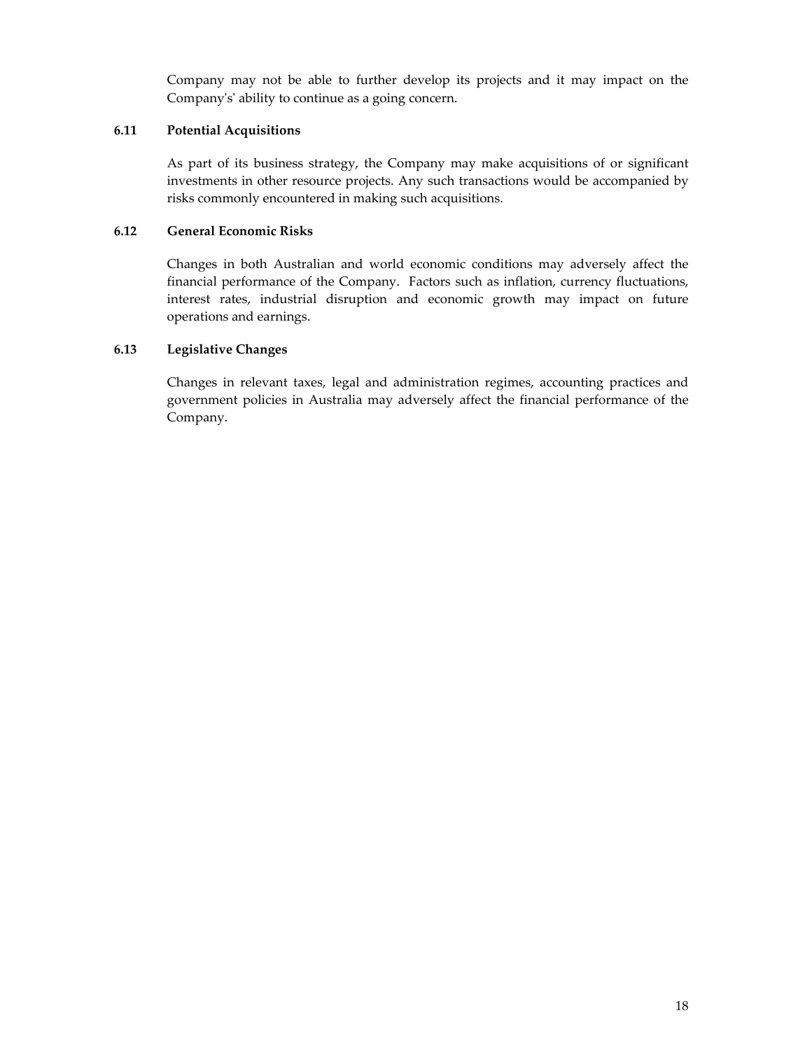Company may not be able to further develop its projects and it may impact on the Company's' ability to continue as a going concern.

### 6.11 Potential Acquisitions

As part of its business strategy, the Company may make acquisitions of or significant investments in other resource projects. Any such transactions would be accompanied by risks commonly encountered in making such acquisitions.

### 6.12 General Economic Risks

Changes in both Australian and world economic conditions may adversely affect the financial performance of the Company. Factors such as inflation, currency fluctuations, interest rates, industrial disruption and economic growth may impact on future operations and earnings.

### 6.13 Legislative Changes

Changes in relevant taxes, legal and administration regimes, accounting practices and government policies in Australia may adversely affect the financial performance of the Company.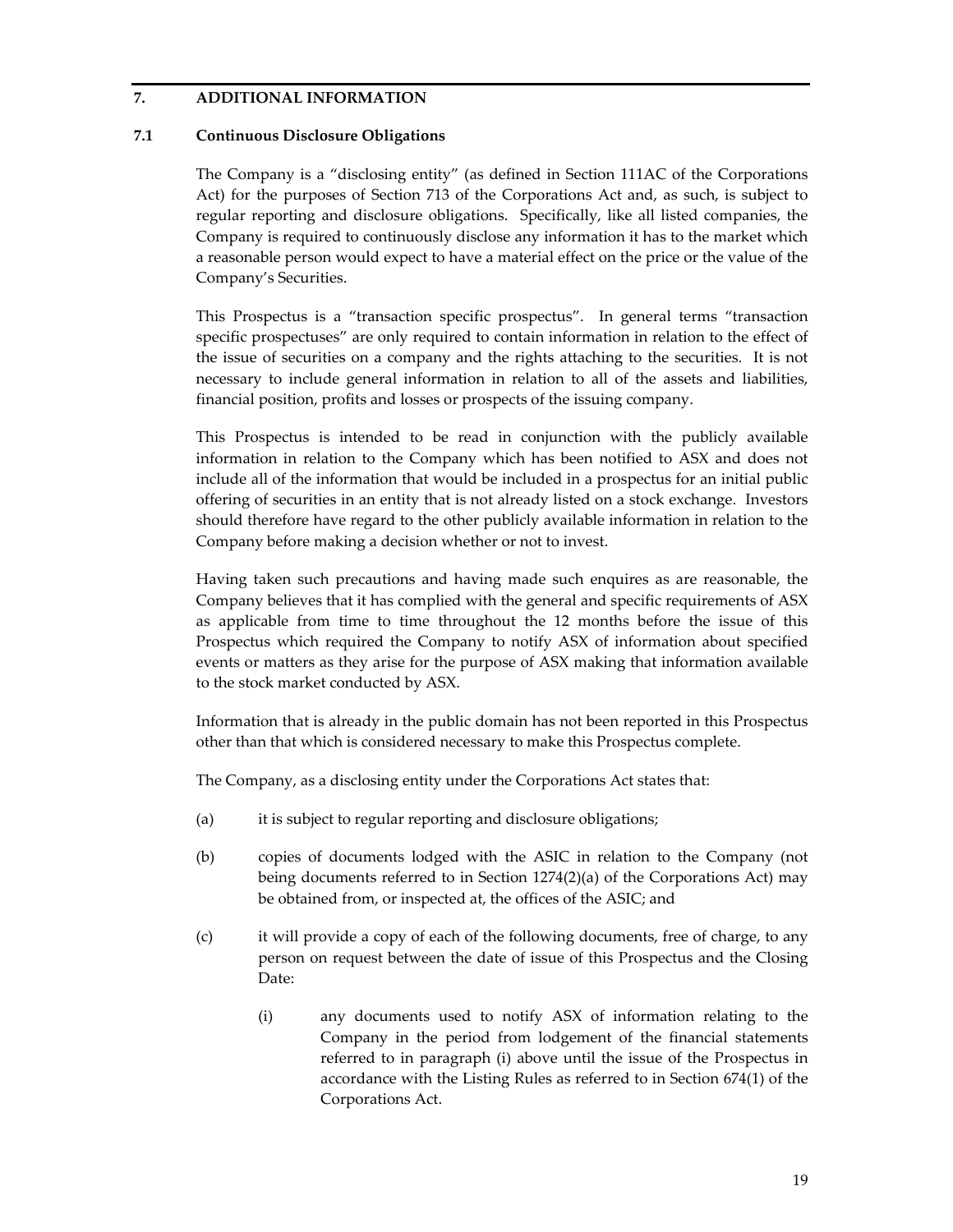## 7. ADDITIONAL INFORMATION

### 7.1 Continuous Disclosure Obligations

The Company is a "disclosing entity" (as defined in Section 111AC of the Corporations Act) for the purposes of Section 713 of the Corporations Act and, as such, is subject to regular reporting and disclosure obligations. Specifically, like all listed companies, the Company is required to continuously disclose any information it has to the market which a reasonable person would expect to have a material effect on the price or the value of the Company's Securities.

This Prospectus is a "transaction specific prospectus". In general terms "transaction specific prospectuses" are only required to contain information in relation to the effect of the issue of securities on a company and the rights attaching to the securities. It is not necessary to include general information in relation to all of the assets and liabilities, financial position, profits and losses or prospects of the issuing company.

This Prospectus is intended to be read in conjunction with the publicly available information in relation to the Company which has been notified to ASX and does not include all of the information that would be included in a prospectus for an initial public offering of securities in an entity that is not already listed on a stock exchange. Investors should therefore have regard to the other publicly available information in relation to the Company before making a decision whether or not to invest.

Having taken such precautions and having made such enquires as are reasonable, the Company believes that it has complied with the general and specific requirements of ASX as applicable from time to time throughout the 12 months before the issue of this Prospectus which required the Company to notify ASX of information about specified events or matters as they arise for the purpose of ASX making that information available to the stock market conducted by ASX.

Information that is already in the public domain has not been reported in this Prospectus other than that which is considered necessary to make this Prospectus complete.

The Company, as a disclosing entity under the Corporations Act states that:

(a) it is subject to regular reporting and disclosure obligations;

(b) copies of documents lodged with the ASIC in relation to the Company (not being documents referred to in Section 1274(2)(a) of the Corporations Act) may be obtained from, or inspected at, the offices of the ASIC; and

(c) it will provide a copy of each of the following documents, free of charge, to any person on request between the date of issue of this Prospectus and the Closing Date:

    (i) any documents used to notify ASX of information relating to the Company in the period from lodgement of the financial statements referred to in paragraph (i) above until the issue of the Prospectus in accordance with the Listing Rules as referred to in Section 674(1) of the Corporations Act.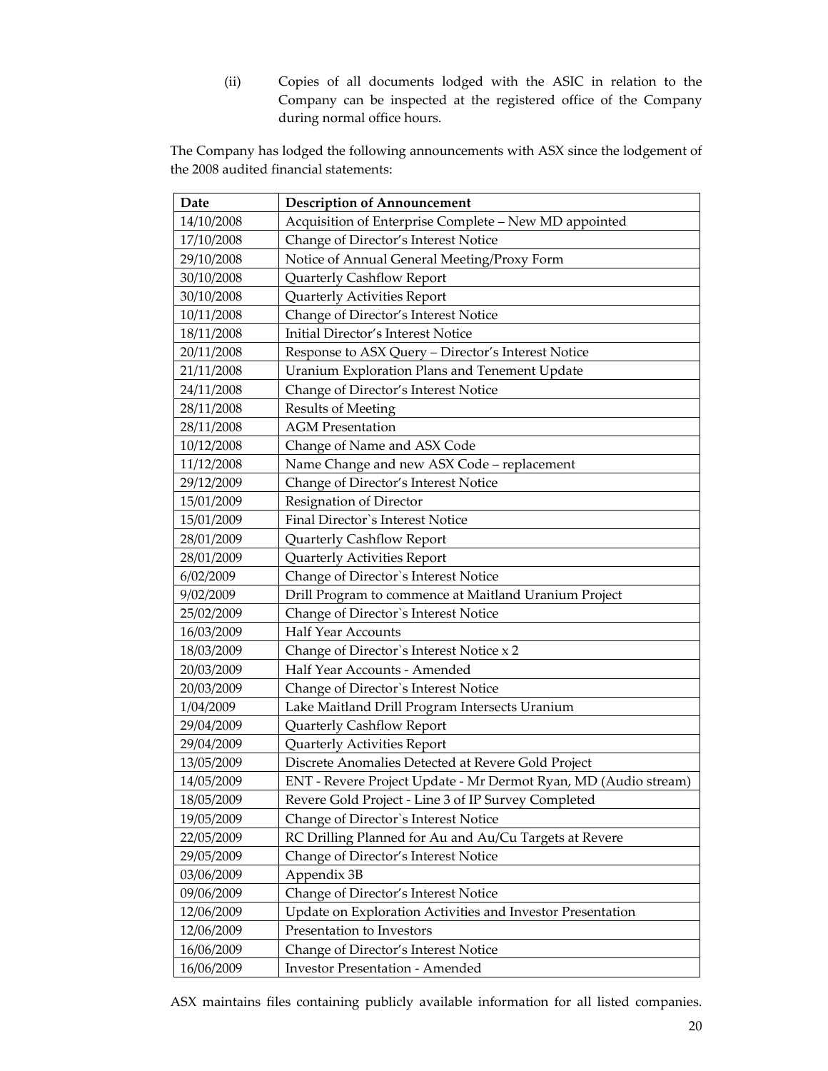(ii) Copies of all documents lodged with the ASIC in relation to the Company can be inspected at the registered office of the Company during normal office hours.

The Company has lodged the following announcements with ASX since the lodgement of the 2008 audited financial statements:

| Date | Description of Announcement |
|---|---|
| 14/10/2008 | Acquisition of Enterprise Complete – New MD appointed |
| 17/10/2008 | Change of Director's Interest Notice |
| 29/10/2008 | Notice of Annual General Meeting/Proxy Form |
| 30/10/2008 | Quarterly Cashflow Report |
| 30/10/2008 | Quarterly Activities Report |
| 10/11/2008 | Change of Director's Interest Notice |
| 18/11/2008 | Initial Director's Interest Notice |
| 20/11/2008 | Response to ASX Query – Director's Interest Notice |
| 21/11/2008 | Uranium Exploration Plans and Tenement Update |
| 24/11/2008 | Change of Director's Interest Notice |
| 28/11/2008 | Results of Meeting |
| 28/11/2008 | AGM Presentation |
| 10/12/2008 | Change of Name and ASX Code |
| 11/12/2008 | Name Change and new ASX Code – replacement |
| 29/12/2009 | Change of Director's Interest Notice |
| 15/01/2009 | Resignation of Director |
| 15/01/2009 | Final Director`s Interest Notice |
| 28/01/2009 | Quarterly Cashflow Report |
| 28/01/2009 | Quarterly Activities Report |
| 6/02/2009 | Change of Director`s Interest Notice |
| 9/02/2009 | Drill Program to commence at Maitland Uranium Project |
| 25/02/2009 | Change of Director`s Interest Notice |
| 16/03/2009 | Half Year Accounts |
| 18/03/2009 | Change of Director`s Interest Notice x 2 |
| 20/03/2009 | Half Year Accounts - Amended |
| 20/03/2009 | Change of Director`s Interest Notice |
| 1/04/2009 | Lake Maitland Drill Program Intersects Uranium |
| 29/04/2009 | Quarterly Cashflow Report |
| 29/04/2009 | Quarterly Activities Report |
| 13/05/2009 | Discrete Anomalies Detected at Revere Gold Project |
| 14/05/2009 | ENT - Revere Project Update - Mr Dermot Ryan, MD (Audio stream) |
| 18/05/2009 | Revere Gold Project - Line 3 of IP Survey Completed |
| 19/05/2009 | Change of Director`s Interest Notice |
| 22/05/2009 | RC Drilling Planned for Au and Au/Cu Targets at Revere |
| 29/05/2009 | Change of Director's Interest Notice |
| 03/06/2009 | Appendix 3B |
| 09/06/2009 | Change of Director's Interest Notice |
| 12/06/2009 | Update on Exploration Activities and Investor Presentation |
| 12/06/2009 | Presentation to Investors |
| 16/06/2009 | Change of Director's Interest Notice |
| 16/06/2009 | Investor Presentation - Amended |

ASX maintains files containing publicly available information for all listed companies.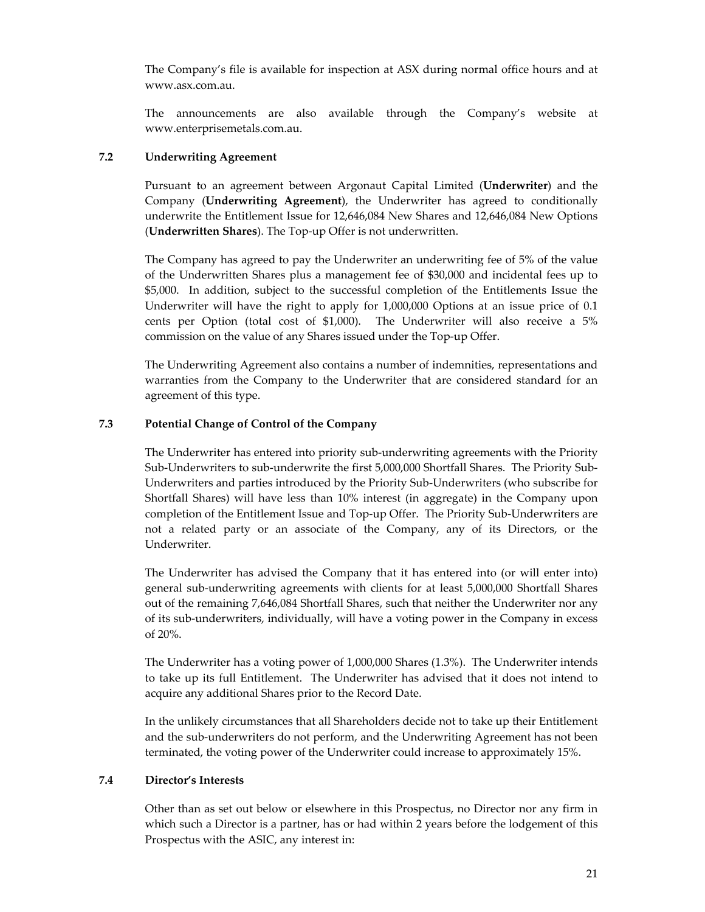The Company's file is available for inspection at ASX during normal office hours and at www.asx.com.au.

The announcements are also available through the Company's website at www.enterprisemetals.com.au.

### 7.2 Underwriting Agreement

Pursuant to an agreement between Argonaut Capital Limited (**Underwriter**) and the Company (**Underwriting Agreement**), the Underwriter has agreed to conditionally underwrite the Entitlement Issue for 12,646,084 New Shares and 12,646,084 New Options (**Underwritten Shares**). The Top-up Offer is not underwritten.

The Company has agreed to pay the Underwriter an underwriting fee of 5% of the value of the Underwritten Shares plus a management fee of $30,000 and incidental fees up to $5,000. In addition, subject to the successful completion of the Entitlements Issue the Underwriter will have the right to apply for 1,000,000 Options at an issue price of 0.1 cents per Option (total cost of $1,000). The Underwriter will also receive a 5% commission on the value of any Shares issued under the Top-up Offer.

The Underwriting Agreement also contains a number of indemnities, representations and warranties from the Company to the Underwriter that are considered standard for an agreement of this type.

### 7.3 Potential Change of Control of the Company

The Underwriter has entered into priority sub-underwriting agreements with the Priority Sub-Underwriters to sub-underwrite the first 5,000,000 Shortfall Shares. The Priority Sub-Underwriters and parties introduced by the Priority Sub-Underwriters (who subscribe for Shortfall Shares) will have less than 10% interest (in aggregate) in the Company upon completion of the Entitlement Issue and Top-up Offer. The Priority Sub-Underwriters are not a related party or an associate of the Company, any of its Directors, or the Underwriter.

The Underwriter has advised the Company that it has entered into (or will enter into) general sub-underwriting agreements with clients for at least 5,000,000 Shortfall Shares out of the remaining 7,646,084 Shortfall Shares, such that neither the Underwriter nor any of its sub-underwriters, individually, will have a voting power in the Company in excess of 20%.

The Underwriter has a voting power of 1,000,000 Shares (1.3%). The Underwriter intends to take up its full Entitlement. The Underwriter has advised that it does not intend to acquire any additional Shares prior to the Record Date.

In the unlikely circumstances that all Shareholders decide not to take up their Entitlement and the sub-underwriters do not perform, and the Underwriting Agreement has not been terminated, the voting power of the Underwriter could increase to approximately 15%.

### 7.4 Director's Interests

Other than as set out below or elsewhere in this Prospectus, no Director nor any firm in which such a Director is a partner, has or had within 2 years before the lodgement of this Prospectus with the ASIC, any interest in: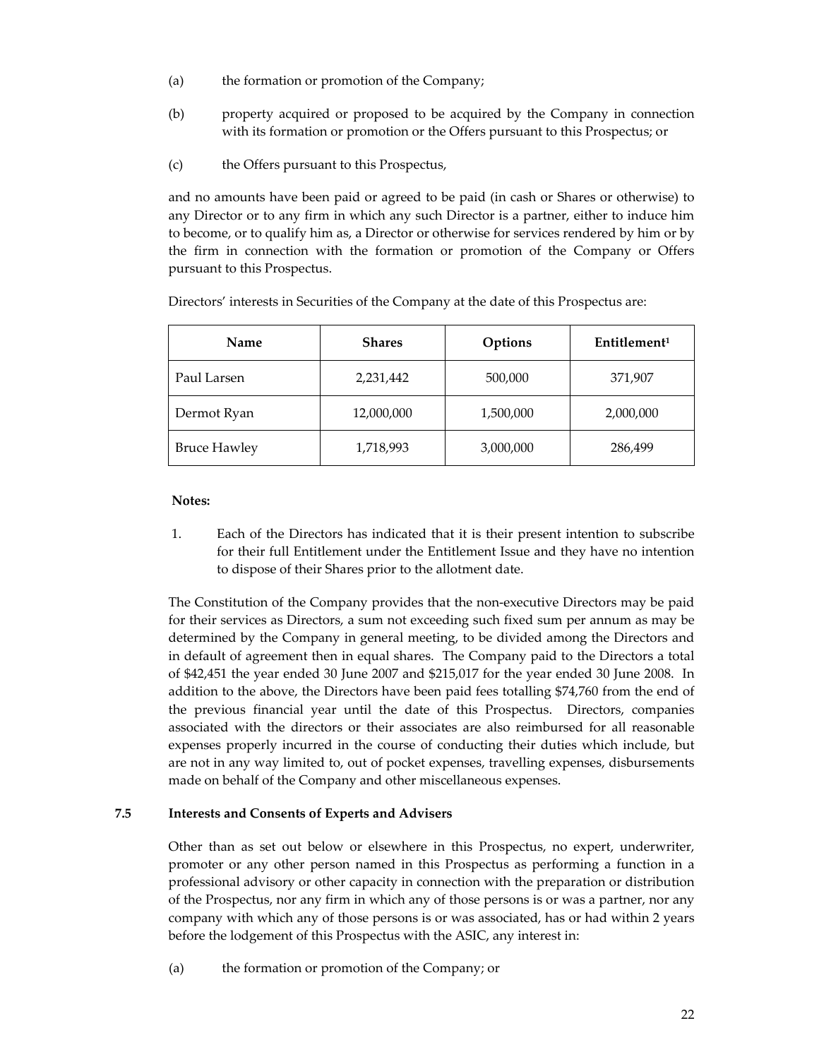(a) the formation or promotion of the Company;

(b) property acquired or proposed to be acquired by the Company in connection with its formation or promotion or the Offers pursuant to this Prospectus; or

(c) the Offers pursuant to this Prospectus,

and no amounts have been paid or agreed to be paid (in cash or Shares or otherwise) to any Director or to any firm in which any such Director is a partner, either to induce him to become, or to qualify him as, a Director or otherwise for services rendered by him or by the firm in connection with the formation or promotion of the Company or Offers pursuant to this Prospectus.

Directors' interests in Securities of the Company at the date of this Prospectus are:

| Name | Shares | Options | Entitlement[1] |
|---|---|---|---|
| Paul Larsen | 2,231,442 | 500,000 | 371,907 |
| Dermot Ryan | 12,000,000 | 1,500,000 | 2,000,000 |
| Bruce Hawley | 1,718,993 | 3,000,000 | 286,499 |

**Notes:**

1. Each of the Directors has indicated that it is their present intention to subscribe for their full Entitlement under the Entitlement Issue and they have no intention to dispose of their Shares prior to the allotment date.

The Constitution of the Company provides that the non-executive Directors may be paid for their services as Directors, a sum not exceeding such fixed sum per annum as may be determined by the Company in general meeting, to be divided among the Directors and in default of agreement then in equal shares. The Company paid to the Directors a total of $42,451 the year ended 30 June 2007 and $215,017 for the year ended 30 June 2008. In addition to the above, the Directors have been paid fees totalling $74,760 from the end of the previous financial year until the date of this Prospectus. Directors, companies associated with the directors or their associates are also reimbursed for all reasonable expenses properly incurred in the course of conducting their duties which include, but are not in any way limited to, out of pocket expenses, travelling expenses, disbursements made on behalf of the Company and other miscellaneous expenses.

### 7.5 Interests and Consents of Experts and Advisers

Other than as set out below or elsewhere in this Prospectus, no expert, underwriter, promoter or any other person named in this Prospectus as performing a function in a professional advisory or other capacity in connection with the preparation or distribution of the Prospectus, nor any firm in which any of those persons is or was a partner, nor any company with which any of those persons is or was associated, has or had within 2 years before the lodgement of this Prospectus with the ASIC, any interest in:

(a) the formation or promotion of the Company; or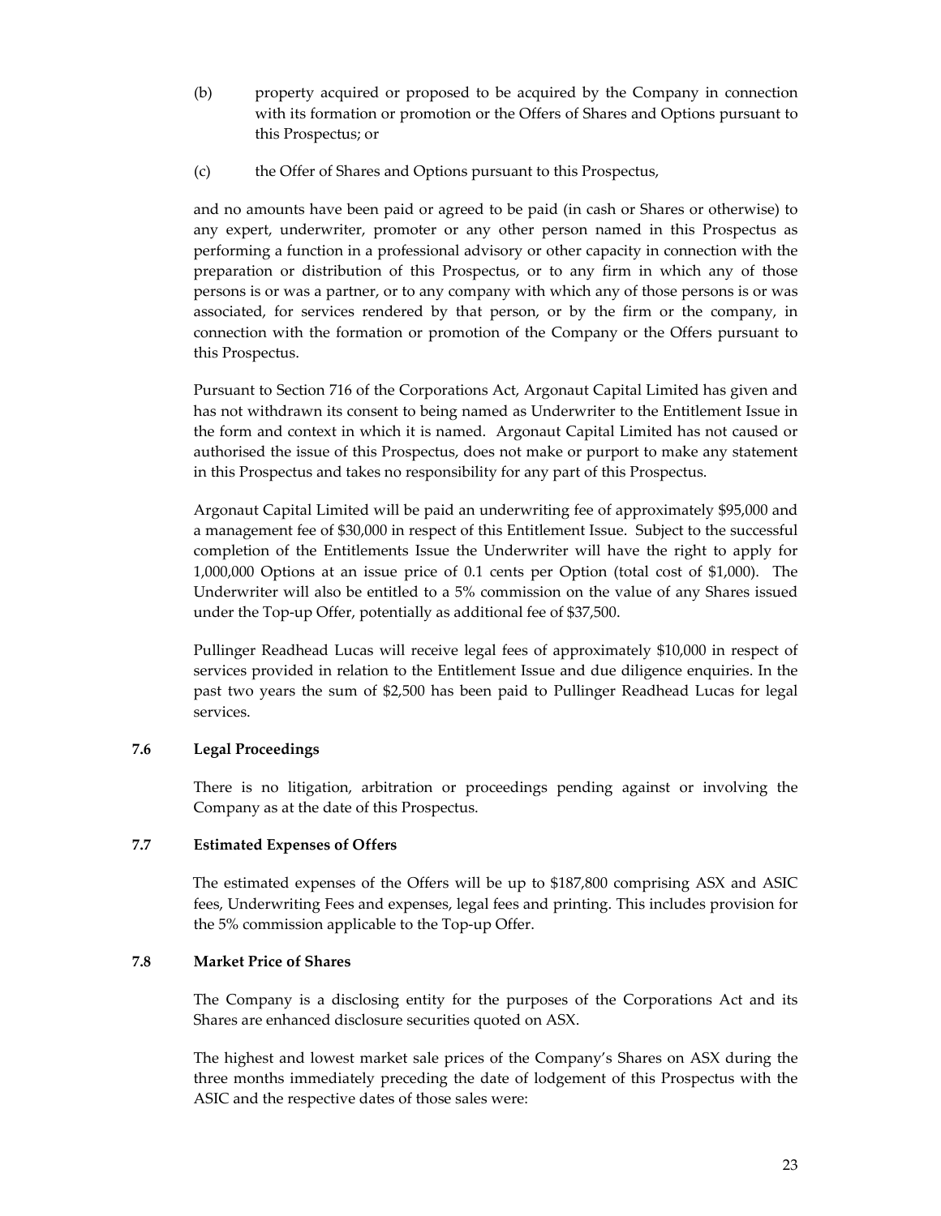(b) property acquired or proposed to be acquired by the Company in connection with its formation or promotion or the Offers of Shares and Options pursuant to this Prospectus; or

(c) the Offer of Shares and Options pursuant to this Prospectus,

and no amounts have been paid or agreed to be paid (in cash or Shares or otherwise) to any expert, underwriter, promoter or any other person named in this Prospectus as performing a function in a professional advisory or other capacity in connection with the preparation or distribution of this Prospectus, or to any firm in which any of those persons is or was a partner, or to any company with which any of those persons is or was associated, for services rendered by that person, or by the firm or the company, in connection with the formation or promotion of the Company or the Offers pursuant to this Prospectus.

Pursuant to Section 716 of the Corporations Act, Argonaut Capital Limited has given and has not withdrawn its consent to being named as Underwriter to the Entitlement Issue in the form and context in which it is named. Argonaut Capital Limited has not caused or authorised the issue of this Prospectus, does not make or purport to make any statement in this Prospectus and takes no responsibility for any part of this Prospectus.

Argonaut Capital Limited will be paid an underwriting fee of approximately $95,000 and a management fee of $30,000 in respect of this Entitlement Issue. Subject to the successful completion of the Entitlements Issue the Underwriter will have the right to apply for 1,000,000 Options at an issue price of 0.1 cents per Option (total cost of $1,000). The Underwriter will also be entitled to a 5% commission on the value of any Shares issued under the Top-up Offer, potentially as additional fee of $37,500.

Pullinger Readhead Lucas will receive legal fees of approximately $10,000 in respect of services provided in relation to the Entitlement Issue and due diligence enquiries. In the past two years the sum of $2,500 has been paid to Pullinger Readhead Lucas for legal services.

### 7.6 Legal Proceedings

There is no litigation, arbitration or proceedings pending against or involving the Company as at the date of this Prospectus.

### 7.7 Estimated Expenses of Offers

The estimated expenses of the Offers will be up to $187,800 comprising ASX and ASIC fees, Underwriting Fees and expenses, legal fees and printing. This includes provision for the 5% commission applicable to the Top-up Offer.

### 7.8 Market Price of Shares

The Company is a disclosing entity for the purposes of the Corporations Act and its Shares are enhanced disclosure securities quoted on ASX.

The highest and lowest market sale prices of the Company's Shares on ASX during the three months immediately preceding the date of lodgement of this Prospectus with the ASIC and the respective dates of those sales were: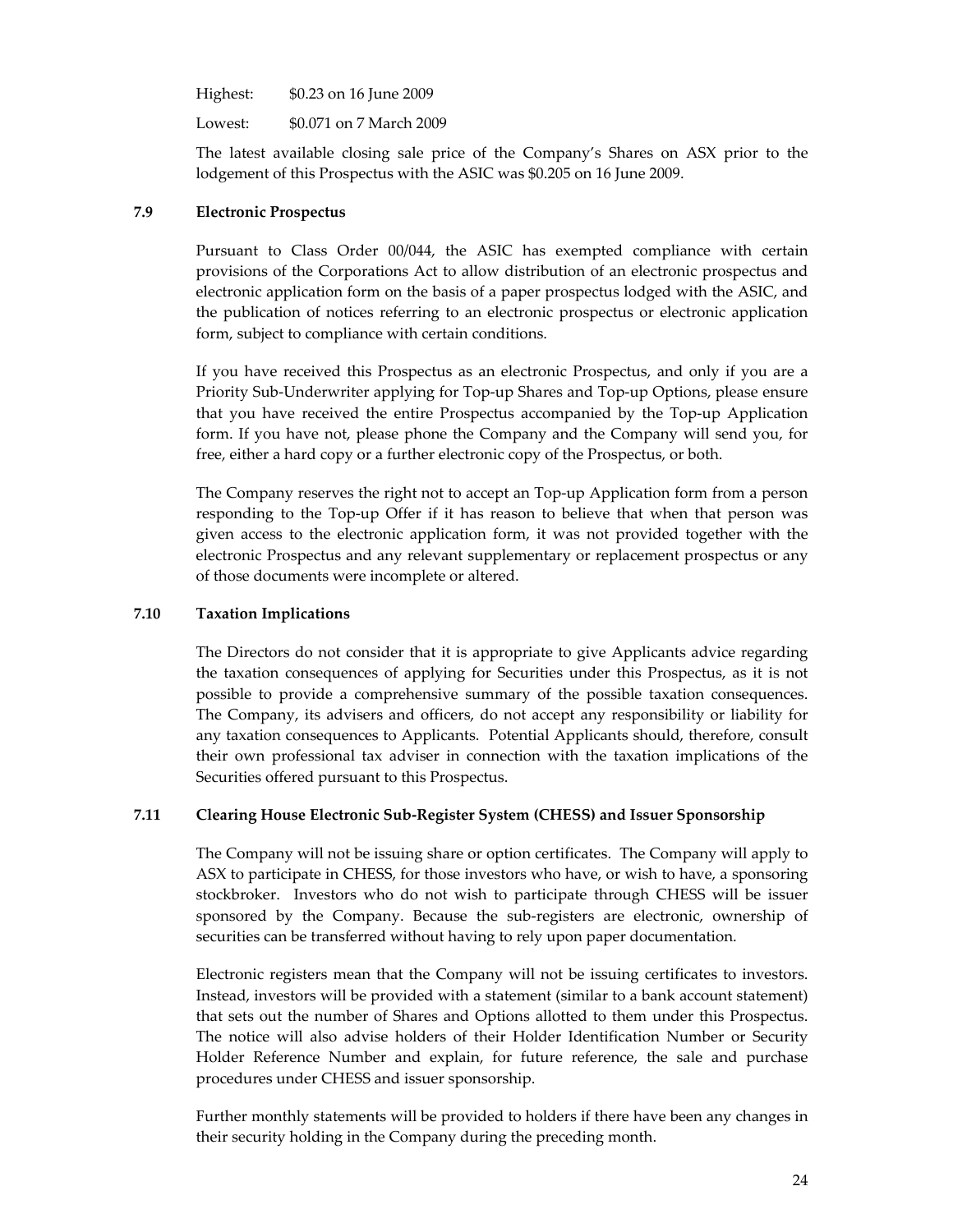Highest: $0.23 on 16 June 2009

Lowest: $0.071 on 7 March 2009

The latest available closing sale price of the Company's Shares on ASX prior to the lodgement of this Prospectus with the ASIC was $0.205 on 16 June 2009.

### 7.9 Electronic Prospectus

Pursuant to Class Order 00/044, the ASIC has exempted compliance with certain provisions of the Corporations Act to allow distribution of an electronic prospectus and electronic application form on the basis of a paper prospectus lodged with the ASIC, and the publication of notices referring to an electronic prospectus or electronic application form, subject to compliance with certain conditions.

If you have received this Prospectus as an electronic Prospectus, and only if you are a Priority Sub-Underwriter applying for Top-up Shares and Top-up Options, please ensure that you have received the entire Prospectus accompanied by the Top-up Application form. If you have not, please phone the Company and the Company will send you, for free, either a hard copy or a further electronic copy of the Prospectus, or both.

The Company reserves the right not to accept an Top-up Application form from a person responding to the Top-up Offer if it has reason to believe that when that person was given access to the electronic application form, it was not provided together with the electronic Prospectus and any relevant supplementary or replacement prospectus or any of those documents were incomplete or altered.

### 7.10 Taxation Implications

The Directors do not consider that it is appropriate to give Applicants advice regarding the taxation consequences of applying for Securities under this Prospectus, as it is not possible to provide a comprehensive summary of the possible taxation consequences. The Company, its advisers and officers, do not accept any responsibility or liability for any taxation consequences to Applicants. Potential Applicants should, therefore, consult their own professional tax adviser in connection with the taxation implications of the Securities offered pursuant to this Prospectus.

### 7.11 Clearing House Electronic Sub-Register System (CHESS) and Issuer Sponsorship

The Company will not be issuing share or option certificates. The Company will apply to ASX to participate in CHESS, for those investors who have, or wish to have, a sponsoring stockbroker. Investors who do not wish to participate through CHESS will be issuer sponsored by the Company. Because the sub-registers are electronic, ownership of securities can be transferred without having to rely upon paper documentation.

Electronic registers mean that the Company will not be issuing certificates to investors. Instead, investors will be provided with a statement (similar to a bank account statement) that sets out the number of Shares and Options allotted to them under this Prospectus. The notice will also advise holders of their Holder Identification Number or Security Holder Reference Number and explain, for future reference, the sale and purchase procedures under CHESS and issuer sponsorship.

Further monthly statements will be provided to holders if there have been any changes in their security holding in the Company during the preceding month.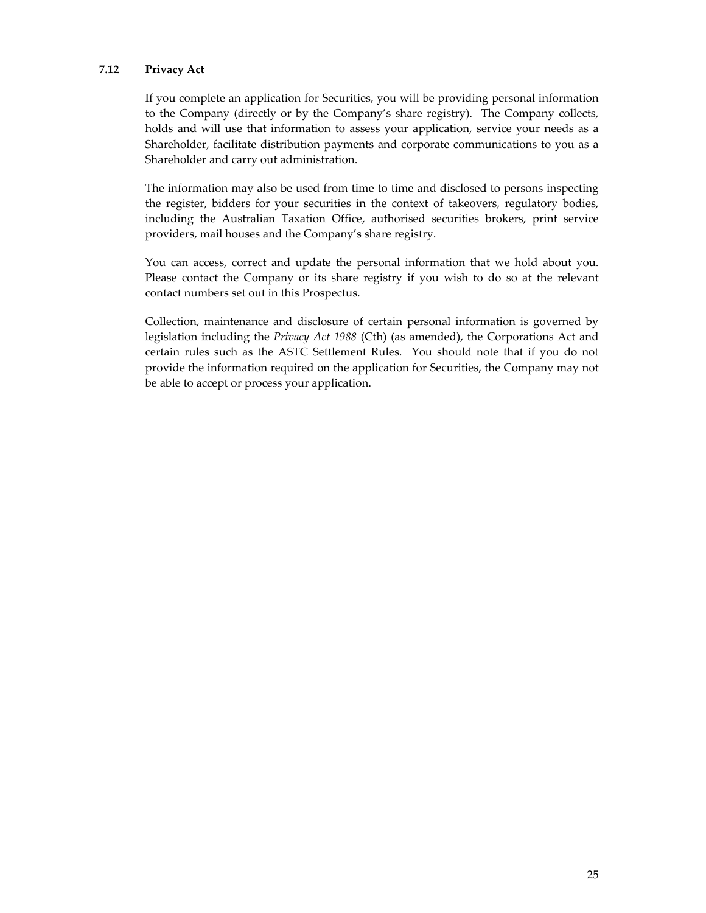### 7.12 Privacy Act

If you complete an application for Securities, you will be providing personal information to the Company (directly or by the Company's share registry). The Company collects, holds and will use that information to assess your application, service your needs as a Shareholder, facilitate distribution payments and corporate communications to you as a Shareholder and carry out administration.

The information may also be used from time to time and disclosed to persons inspecting the register, bidders for your securities in the context of takeovers, regulatory bodies, including the Australian Taxation Office, authorised securities brokers, print service providers, mail houses and the Company's share registry.

You can access, correct and update the personal information that we hold about you. Please contact the Company or its share registry if you wish to do so at the relevant contact numbers set out in this Prospectus.

Collection, maintenance and disclosure of certain personal information is governed by legislation including the *Privacy Act 1988* (Cth) (as amended), the Corporations Act and certain rules such as the ASTC Settlement Rules. You should note that if you do not provide the information required on the application for Securities, the Company may not be able to accept or process your application.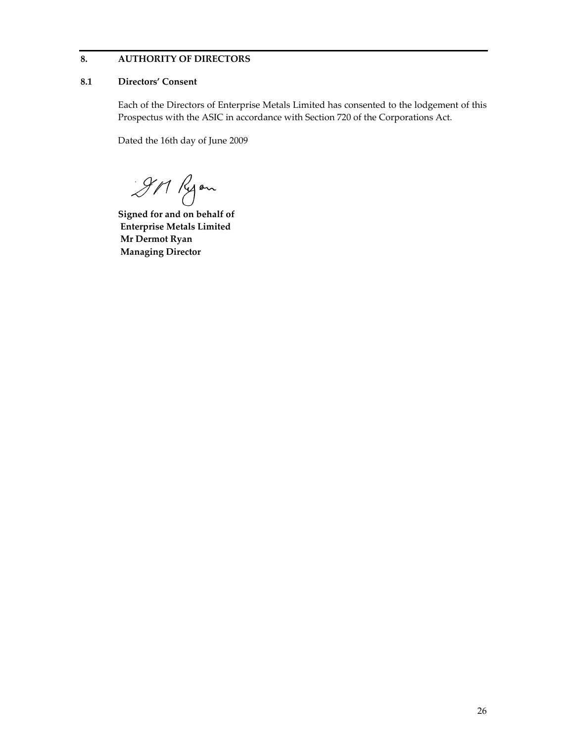## 8. AUTHORITY OF DIRECTORS

### 8.1 Directors' Consent

Each of the Directors of Enterprise Metals Limited has consented to the lodgement of this Prospectus with the ASIC in accordance with Section 720 of the Corporations Act.

Dated the 16th day of June 2009

**Signed for and on behalf of**
**Enterprise Metals Limited**
**Mr Dermot Ryan**
**Managing Director**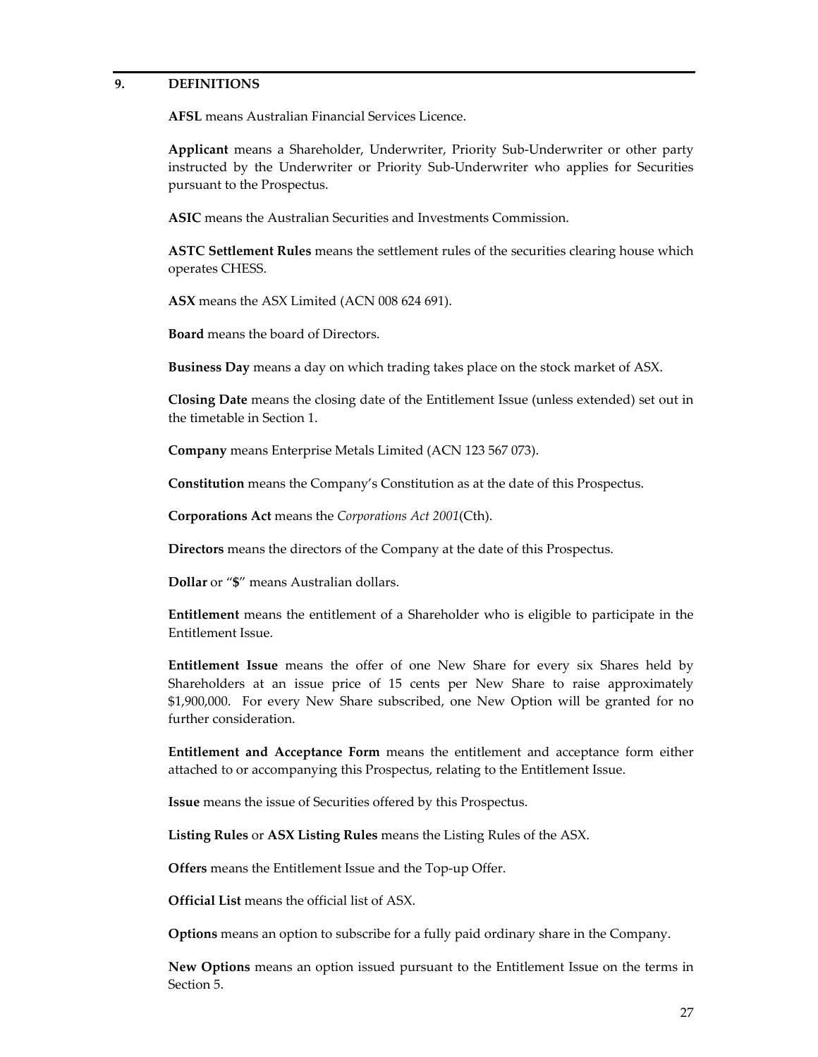## 9. DEFINITIONS

**AFSL** means Australian Financial Services Licence.

**Applicant** means a Shareholder, Underwriter, Priority Sub-Underwriter or other party instructed by the Underwriter or Priority Sub-Underwriter who applies for Securities pursuant to the Prospectus.

**ASIC** means the Australian Securities and Investments Commission.

**ASTC Settlement Rules** means the settlement rules of the securities clearing house which operates CHESS.

**ASX** means the ASX Limited (ACN 008 624 691).

**Board** means the board of Directors.

**Business Day** means a day on which trading takes place on the stock market of ASX.

**Closing Date** means the closing date of the Entitlement Issue (unless extended) set out in the timetable in Section 1.

**Company** means Enterprise Metals Limited (ACN 123 567 073).

**Constitution** means the Company's Constitution as at the date of this Prospectus.

**Corporations Act** means the *Corporations Act 2001*(Cth).

**Directors** means the directors of the Company at the date of this Prospectus.

**Dollar** or "**$**" means Australian dollars.

**Entitlement** means the entitlement of a Shareholder who is eligible to participate in the Entitlement Issue.

**Entitlement Issue** means the offer of one New Share for every six Shares held by Shareholders at an issue price of 15 cents per New Share to raise approximately $1,900,000. For every New Share subscribed, one New Option will be granted for no further consideration.

**Entitlement and Acceptance Form** means the entitlement and acceptance form either attached to or accompanying this Prospectus, relating to the Entitlement Issue.

**Issue** means the issue of Securities offered by this Prospectus.

**Listing Rules** or **ASX Listing Rules** means the Listing Rules of the ASX.

**Offers** means the Entitlement Issue and the Top-up Offer.

**Official List** means the official list of ASX.

**Options** means an option to subscribe for a fully paid ordinary share in the Company.

**New Options** means an option issued pursuant to the Entitlement Issue on the terms in Section 5.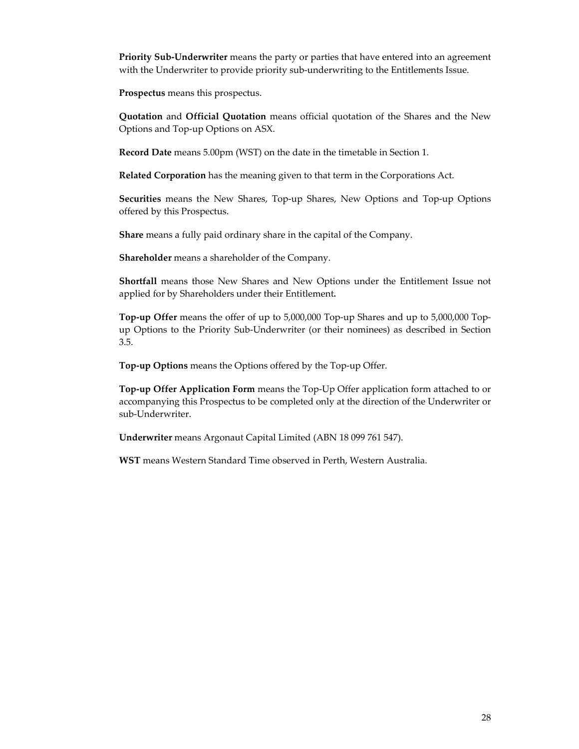**Priority Sub-Underwriter** means the party or parties that have entered into an agreement with the Underwriter to provide priority sub-underwriting to the Entitlements Issue.

**Prospectus** means this prospectus.

**Quotation** and **Official Quotation** means official quotation of the Shares and the New Options and Top-up Options on ASX.

**Record Date** means 5.00pm (WST) on the date in the timetable in Section 1.

**Related Corporation** has the meaning given to that term in the Corporations Act.

**Securities** means the New Shares, Top-up Shares, New Options and Top-up Options offered by this Prospectus.

**Share** means a fully paid ordinary share in the capital of the Company.

**Shareholder** means a shareholder of the Company.

**Shortfall** means those New Shares and New Options under the Entitlement Issue not applied for by Shareholders under their Entitlement**.**

**Top-up Offer** means the offer of up to 5,000,000 Top-up Shares and up to 5,000,000 Top-up Options to the Priority Sub-Underwriter (or their nominees) as described in Section 3.5.

**Top-up Options** means the Options offered by the Top-up Offer.

**Top-up Offer Application Form** means the Top-Up Offer application form attached to or accompanying this Prospectus to be completed only at the direction of the Underwriter or sub-Underwriter.

**Underwriter** means Argonaut Capital Limited (ABN 18 099 761 547).

**WST** means Western Standard Time observed in Perth, Western Australia.